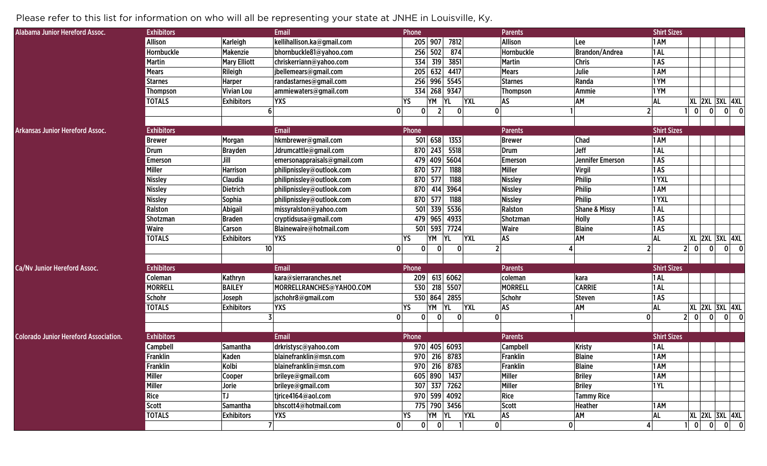Please refer to this list for information on who will all be representing your state at JNHE in Louisville, Ky.

| Alabama Junior Hereford Assoc. | Exhibitors | | Email | Phone | | | | Parents | | Shirt Sizes | | | | |
|---|---|---|---|---|---|---|---|---|---|---|---|---|---|---|
| | Allison | Karleigh | kellihallison.ka@gmail.com | 205 | 907 | 7812 | | Allison | Lee | 1 AM | | | | |
| | Hornbuckle | Makenzie | bhornbuckle81@yahoo.com | 256 | 502 | 874 | | Hornbuckle | Brandon/Andrea | 1 AL | | | | |
| | Martin | Mary Elliott | chriskerriann@yahoo.com | 334 | 319 | 3851 | | Martin | Chris | 1 AS | | | | |
| | Mears | Rileigh | jbellemears@gmail.com | 205 | 632 | 4417 | | Mears | Julie | 1 AM | | | | |
| | Starnes | Harper | randastarnes@gmail.com | 256 | 996 | 5545 | | Starnes | Randa | 1 YM | | | | |
| | Thompson | Vivian Lou | ammiewaters@gmail.com | 334 | 268 | 9347 | | Thompson | Ammie | 1 YM | | | | |
| | TOTALS | Exhibitors | YXS | YS | YM | YL | YXL | AS | AM | AL | XL | 2XL | 3XL | 4XL |
| | | 6 | 0 | 0 | 2 | 0 | 0 | 1 | 2 | 1 | 0 | 0 | 0 | 0 |

| Arkansas Junior Hereford Assoc. | Exhibitors | | Email | Phone | | | | Parents | | Shirt Sizes | | | | |
|---|---|---|---|---|---|---|---|---|---|---|---|---|---|---|
| | Brewer | Morgan | hkmbrewer@gmail.com | 501 | 658 | 1353 | | Brewer | Chad | 1 AM | | | | |
| | Drum | Brayden | Jdrumcattle@gmail.com | 870 | 243 | 5518 | | Drum | Jeff | 1 AL | | | | |
| | Emerson | Jill | emersonappraisals@gmail.com | 479 | 409 | 5604 | | Emerson | Jennifer Emerson | 1 AS | | | | |
| | Miller | Harrison | philipnissley@outlook.com | 870 | 577 | 1188 | | Miller | Virgil | 1 AS | | | | |
| | Nissley | Claudia | philipnissley@outlook.com | 870 | 577 | 1188 | | Nissley | Philip | 1 YXL | | | | |
| | Nissley | Dietrich | philipnissley@outlook.com | 870 | 414 | 3964 | | Nissley | Philip | 1 AM | | | | |
| | Nissley | Sophia | philipnissley@outlook.com | 870 | 577 | 1188 | | Nissley | Philip | 1 YXL | | | | |
| | Ralston | Abigail | missyralston@yahoo.com | 501 | 339 | 5536 | | Ralston | Shane & Missy | 1 AL | | | | |
| | Shotzman | Braden | cryptidsusa@gmail.com | 479 | 965 | 4933 | | Shotzman | Holly | 1 AS | | | | |
| | Waire | Carson | Blainewaire@hotmail.com | 501 | 593 | 7724 | | Waire | Blaine | 1 AS | | | | |
| | TOTALS | Exhibitors | YXS | YS | YM | YL | YXL | AS | AM | AL | XL | 2XL | 3XL | 4XL |
| | | 10 | 0 | 0 | 0 | 0 | 2 | 4 | 2 | 2 | 0 | 0 | 0 | 0 |

| Ca/Nv Junior Hereford Assoc. | Exhibitors | | Email | Phone | | | | Parents | | Shirt Sizes | | | | |
|---|---|---|---|---|---|---|---|---|---|---|---|---|---|---|
| | Coleman | Kathryn | kara@sierraranches.net | 209 | 613 | 6062 | | coleman | kara | 1 AL | | | | |
| | MORRELL | BAILEY | MORRELLRANCHES@YAHOO.COM | 530 | 218 | 5507 | | MORRELL | CARRIE | 1 AL | | | | |
| | Schohr | Joseph | jschohr8@gmail.com | 530 | 864 | 2855 | | Schohr | Steven | 1 AS | | | | |
| | TOTALS | Exhibitors | YXS | YS | YM | YL | YXL | AS | AM | AL | XL | 2XL | 3XL | 4XL |
| | | 3 | 0 | 0 | 0 | 0 | 0 | 1 | 0 | 2 | 0 | 0 | 0 | 0 |

| Colorado Junior Hereford Association. | Exhibitors | | Email | Phone | | | | Parents | | Shirt Sizes | | | | |
|---|---|---|---|---|---|---|---|---|---|---|---|---|---|---|
| | Campbell | Samantha | drkristysc@yahoo.com | 970 | 405 | 6093 | | Campbell | Kristy | 1 AL | | | | |
| | Franklin | Kaden | blainefranklin@msn.com | 970 | 216 | 8783 | | Franklin | Blaine | 1 AM | | | | |
| | Franklin | Kolbi | blainefranklin@msn.com | 970 | 216 | 8783 | | Franklin | Blaine | 1 AM | | | | |
| | Miller | Cooper | brileye@gmail.com | 605 | 890 | 1437 | | Miller | Briley | 1 AM | | | | |
| | Miller | Jorie | brileye@gmail.com | 307 | 337 | 7262 | | Miller | Briley | 1 YL | | | | |
| | Rice | TJ | tjrice4164@aol.com | 970 | 599 | 4092 | | Rice | Tammy Rice | | | | | |
| | Scott | Samantha | bhscott4@hotmail.com | 775 | 790 | 3456 | | Scott | Heather | 1 AM | | | | |
| | TOTALS | Exhibitors | YXS | YS | YM | YL | YXL | AS | AM | AL | XL | 2XL | 3XL | 4XL |
| | | 7 | 0 | 0 | 0 | 1 | 0 | 0 | 4 | 1 | 0 | 0 | 0 | 0 |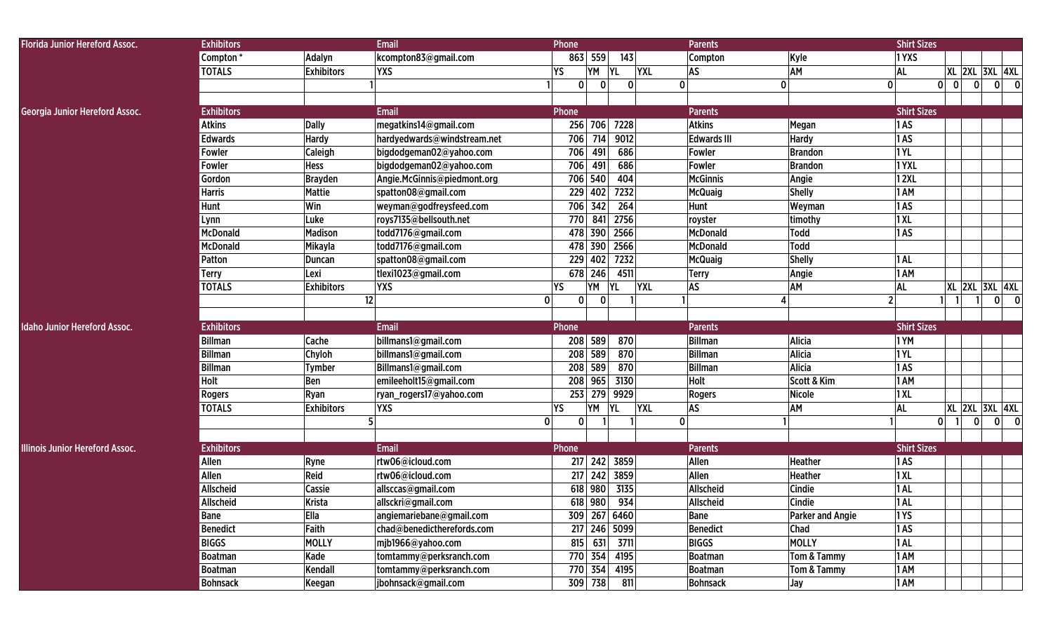| | Exhibitors | | Email | Phone | | | | Parents | | Shirt Sizes | | | | |
|---|---|---|---|---|---|---|---|---|---|---|---|---|---|---|
| Florida Junior Hereford Assoc. | Compton * | Adalyn | kcompton83@gmail.com | 863 | 559 | 143 | | Compton | Kyle | 1 YXS | | | | |
| | TOTALS | Exhibitors | YXS | YS | YM | YL | YXL | AS | AM | AL | XL | 2XL | 3XL | 4XL |
| | | 1 | 1 | 0 | 0 | 0 | 0 | 0 | 0 | 0 | 0 | 0 | 0 | 0 |
| | | | | | | | | | | | | | | |
| Georgia Junior Hereford Assoc. | Exhibitors | | Email | Phone | | | | Parents | | Shirt Sizes | | | | |
| | Atkins | Dally | megatkins14@gmail.com | 256 | 706 | 7228 | | Atkins | Megan | 1 AS | | | | |
| | Edwards | Hardy | hardyedwards@windstream.net | 706 | 714 | 9012 | | Edwards III | Hardy | 1 AS | | | | |
| | Fowler | Caleigh | bigdodgeman02@yahoo.com | 706 | 491 | 686 | | Fowler | Brandon | 1 YL | | | | |
| | Fowler | Hess | bigdodgeman02@yahoo.com | 706 | 491 | 686 | | Fowler | Brandon | 1 YXL | | | | |
| | Gordon | Brayden | Angie.McGinnis@piedmont.org | 706 | 540 | 404 | | McGinnis | Angie | 1 2XL | | | | |
| | Harris | Mattie | spatton08@gmail.com | 229 | 402 | 7232 | | McQuaig | Shelly | 1 AM | | | | |
| | Hunt | Win | weyman@godfreysfeed.com | 706 | 342 | 264 | | Hunt | Weyman | 1 AS | | | | |
| | Lynn | Luke | roys7135@bellsouth.net | 770 | 841 | 2756 | | royster | timothy | 1 XL | | | | |
| | McDonald | Madison | todd7176@gmail.com | 478 | 390 | 2566 | | McDonald | Todd | 1 AS | | | | |
| | McDonald | Mikayla | todd7176@gmail.com | 478 | 390 | 2566 | | McDonald | Todd | | | | | |
| | Patton | Duncan | spatton08@gmail.com | 229 | 402 | 7232 | | McQuaig | Shelly | 1 AL | | | | |
| | Terry | Lexi | tlexi1023@gmail.com | 678 | 246 | 4511 | | Terry | Angie | 1 AM | | | | |
| | TOTALS | Exhibitors | YXS | YS | YM | YL | YXL | AS | AM | AL | XL | 2XL | 3XL | 4XL |
| | | 12 | 0 | 0 | 0 | 1 | 1 | 4 | 2 | 1 | 1 | 1 | 0 | 0 |
| | | | | | | | | | | | | | | |
| Idaho Junior Hereford Assoc. | Exhibitors | | Email | Phone | | | | Parents | | Shirt Sizes | | | | |
| | Billman | Cache | billmans1@gmail.com | 208 | 589 | 870 | | Billman | Alicia | 1 YM | | | | |
| | Billman | Chyloh | billmans1@gmail.com | 208 | 589 | 870 | | Billman | Alicia | 1 YL | | | | |
| | Billman | Tymber | Billmans1@gmail.com | 208 | 589 | 870 | | Billman | Alicia | 1 AS | | | | |
| | Holt | Ben | emileeholt15@gmail.com | 208 | 965 | 3130 | | Holt | Scott & Kim | 1 AM | | | | |
| | Rogers | Ryan | ryan_rogers17@yahoo.com | 253 | 279 | 9929 | | Rogers | Nicole | 1 XL | | | | |
| | TOTALS | Exhibitors | YXS | YS | YM | YL | YXL | AS | AM | AL | XL | 2XL | 3XL | 4XL |
| | | 5 | 0 | 0 | 1 | 1 | 0 | 1 | 1 | 0 | 1 | 0 | 0 | 0 |
| | | | | | | | | | | | | | | |
| Illinois Junior Hereford Assoc. | Exhibitors | | Email | Phone | | | | Parents | | Shirt Sizes | | | | |
| | Allen | Ryne | rtw06@icloud.com | 217 | 242 | 3859 | | Allen | Heather | 1 AS | | | | |
| | Allen | Reid | rtw06@icloud.com | 217 | 242 | 3859 | | Allen | Heather | 1 XL | | | | |
| | Allscheid | Cassie | allsccas@gmail.com | 618 | 980 | 3135 | | Allscheid | Cindie | 1 AL | | | | |
| | Allscheid | Krista | allsckri@gmail.com | 618 | 980 | 934 | | Allscheid | Cindie | 1 AL | | | | |
| | Bane | Ella | angiemariebane@gmail.com | 309 | 267 | 6460 | | Bane | Parker and Angie | 1 YS | | | | |
| | Benedict | Faith | chad@benedictherefords.com | 217 | 246 | 5099 | | Benedict | Chad | 1 AS | | | | |
| | BIGGS | MOLLY | mjb1966@yahoo.com | 815 | 631 | 3711 | | BIGGS | MOLLY | 1 AL | | | | |
| | Boatman | Kade | tomtammy@perksranch.com | 770 | 354 | 4195 | | Boatman | Tom & Tammy | 1 AM | | | | |
| | Boatman | Kendall | tomtammy@perksranch.com | 770 | 354 | 4195 | | Boatman | Tom & Tammy | 1 AM | | | | |
| | Bohnsack | Keegan | jbohnsack@gmail.com | 309 | 738 | 811 | | Bohnsack | Jay | 1 AM | | | | |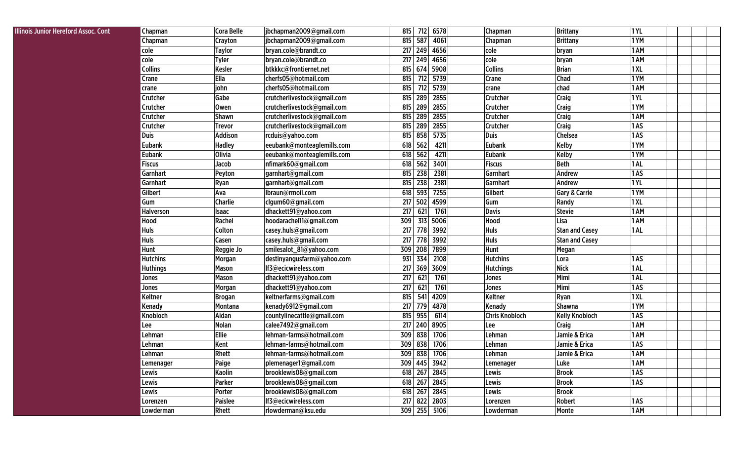| Illinois Junior Hereford Assoc. Cont | Chapman | Cora Belle | jbchapman2009@gmail.com | 815 | 712 | 6578 | | Chapman | Brittany | 1 YL | | | | |
|---|---|---|---|---|---|---|---|---|---|---|---|---|---|---|
| | Chapman | Crayton | jbchapman2009@gmail.com | 815 | 587 | 4061 | | Chapman | Brittany | 1 YM | | | | |
| | cole | Taylor | bryan.cole@brandt.co | 217 | 249 | 4656 | | cole | bryan | 1 AM | | | | |
| | cole | Tyler | bryan.cole@brandt.co | 217 | 249 | 4656 | | cole | bryan | 1 AM | | | | |
| | Collins | Kesler | btkkkc@frontiernet.net | 815 | 674 | 5908 | | Collins | Brian | 1 XL | | | | |
| | Crane | Ella | cherfs05@hotmail.com | 815 | 712 | 5739 | | Crane | Chad | 1 YM | | | | |
| | crane | john | cherfs05@hotmail.com | 815 | 712 | 5739 | | crane | chad | 1 AM | | | | |
| | Crutcher | Gabe | crutcherlivestock@gmail.com | 815 | 289 | 2855 | | Crutcher | Craig | 1 YL | | | | |
| | Crutcher | Owen | crutcherlivestock@gmail.com | 815 | 289 | 2855 | | Crutcher | Craig | 1 YM | | | | |
| | Crutcher | Shawn | crutcherlivestock@gmail.com | 815 | 289 | 2855 | | Crutcher | Craig | 1 AM | | | | |
| | Crutcher | Trevor | crutcherlivestock@gmail.com | 815 | 289 | 2855 | | Crutcher | Craig | 1 AS | | | | |
| | Duis | Addison | rcduis@yahoo.com | 815 | 858 | 5735 | | Duis | Chelsea | 1 AS | | | | |
| | Eubank | Hadley | eeubank@monteaglemills.com | 618 | 562 | 4211 | | Eubank | Kelby | 1 YM | | | | |
| | Eubank | Olivia | eeubank@monteaglemills.com | 618 | 562 | 4211 | | Eubank | Kelby | 1 YM | | | | |
| | Fiscus | Jacob | nfimark60@gmail.com | 618 | 562 | 3401 | | Fiscus | Beth | 1 AL | | | | |
| | Garnhart | Peyton | garnhart@gmail.com | 815 | 238 | 2381 | | Garnhart | Andrew | 1 AS | | | | |
| | Garnhart | Ryan | garnhart@gmail.com | 815 | 238 | 2381 | | Garnhart | Andrew | 1 YL | | | | |
| | Gilbert | Ava | lbraun@rmoil.com | 618 | 593 | 7255 | | Gilbert | Gary & Carrie | 1 YM | | | | |
| | Gum | Charlie | clgum60@gmail.com | 217 | 502 | 4599 | | Gum | Randy | 1 XL | | | | |
| | Halverson | Isaac | dhackett91@yahoo.com | 217 | 621 | 1761 | | Davis | Stevie | 1 AM | | | | |
| | Hood | Rachel | hoodarachel11@gmail.com | 309 | 313 | 5006 | | Hood | Lisa | 1 AM | | | | |
| | Huls | Colton | casey.huls@gmail.com | 217 | 778 | 3992 | | Huls | Stan and Casey | 1 AL | | | | |
| | Huls | Casen | casey.huls@gmail.com | 217 | 778 | 3992 | | Huls | Stan and Casey | | | | | |
| | Hunt | Reggie Jo | smilesalot_81@yahoo.com | 309 | 208 | 7899 | | Hunt | Megan | | | | | |
| | Hutchins | Morgan | destinyangusfarm@yahoo.com | 931 | 334 | 2108 | | Hutchins | Lora | 1 AS | | | | |
| | Huthings | Mason | lf3@ecicwireless.com | 217 | 369 | 3609 | | Hutchings | Nick | 1 AL | | | | |
| | Jones | Mason | dhackett91@yahoo.com | 217 | 621 | 1761 | | Jones | Mimi | 1 AL | | | | |
| | Jones | Morgan | dhackett91@yahoo.com | 217 | 621 | 1761 | | Jones | Mimi | 1 AS | | | | |
| | Keltner | Brogan | keltnerfarms@gmail.com | 815 | 541 | 4209 | | Keltner | Ryan | 1 XL | | | | |
| | Kenady | Montana | kenady6912@gmail.com | 217 | 779 | 4878 | | Kenady | Shawna | 1 YM | | | | |
| | Knobloch | Aidan | countylinecattle@gmail.com | 815 | 955 | 6114 | | Chris Knobloch | Kelly Knobloch | 1 AS | | | | |
| | Lee | Nolan | calee7492@gmail.com | 217 | 240 | 8905 | | Lee | Craig | 1 AM | | | | |
| | Lehman | Ellie | lehman-farms@hotmail.com | 309 | 838 | 1706 | | Lehman | Jamie & Erica | 1 AM | | | | |
| | Lehman | Kent | lehman-farms@hotmail.com | 309 | 838 | 1706 | | Lehman | Jamie & Erica | 1 AS | | | | |
| | Lehman | Rhett | lehman-farms@hotmail.com | 309 | 838 | 1706 | | Lehman | Jamie & Erica | 1 AM | | | | |
| | Lemenager | Paige | plemenager1@gmail.com | 309 | 445 | 3942 | | Lemenager | Luke | 1 AM | | | | |
| | Lewis | Kaolin | brooklewis08@gmail.com | 618 | 267 | 2845 | | Lewis | Brook | 1 AS | | | | |
| | Lewis | Parker | brooklewis08@gmail.com | 618 | 267 | 2845 | | Lewis | Brook | 1 AS | | | | |
| | Lewis | Porter | brooklewis08@gmail.com | 618 | 267 | 2845 | | Lewis | Brook | | | | | |
| | Lorenzen | Paislee | lf3@ecicwireless.com | 217 | 822 | 2803 | | Lorenzen | Robert | 1 AS | | | | |
| | Lowderman | Rhett | rlowderman@ksu.edu | 309 | 255 | 5106 | | Lowderman | Monte | 1 AM | | | | |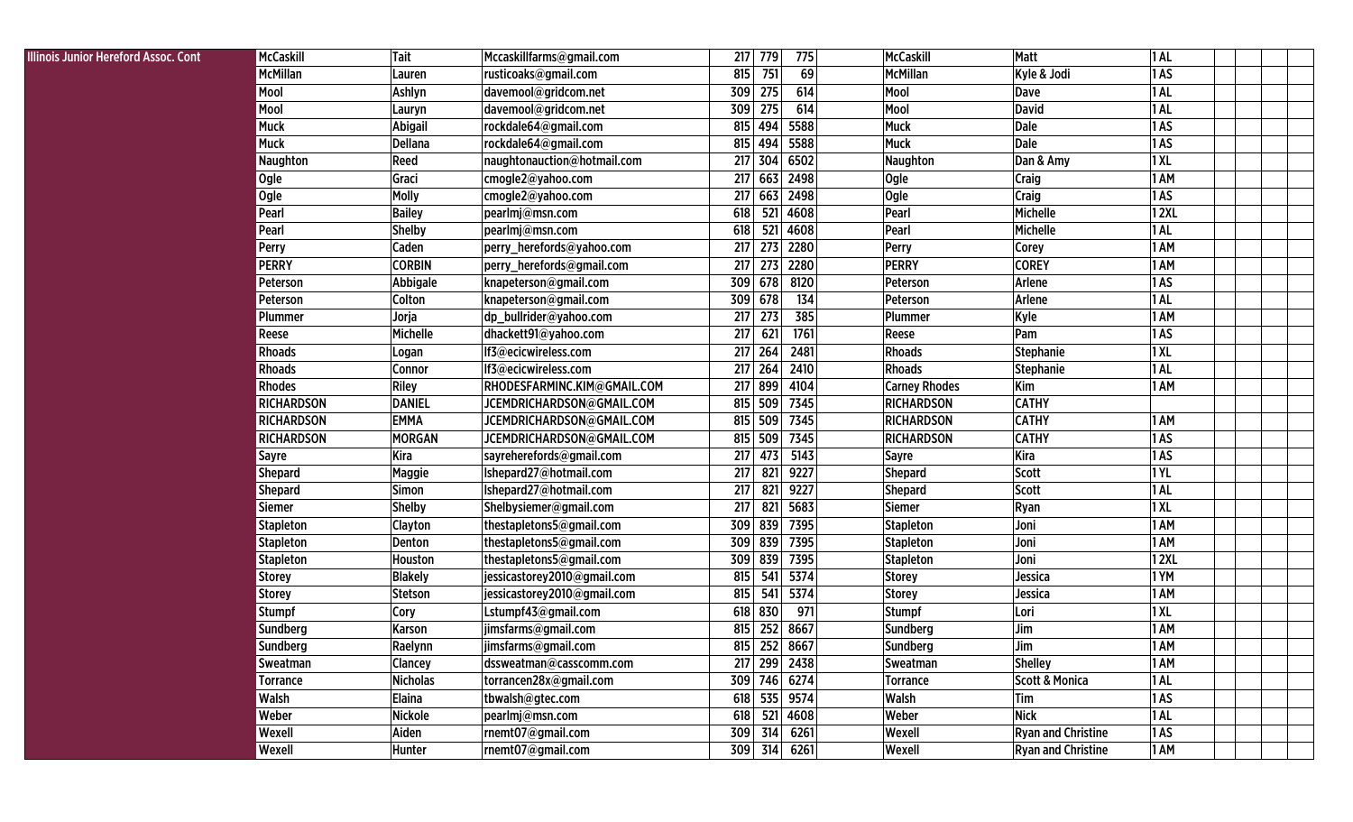| Illinois Junior Hereford Assoc. Cont | McCaskill | Tait | Mccaskillfarms@gmail.com | 217 | 779 | 775 | | McCaskill | Matt | 1 AL | | | | |
|---|---|---|---|---|---|---|---|---|---|---|---|---|---|---|
| | McMillan | Lauren | rusticoaks@gmail.com | 815 | 751 | 69 | | McMillan | Kyle & Jodi | 1 AS | | | | |
| | Mool | Ashlyn | davemool@gridcom.net | 309 | 275 | 614 | | Mool | Dave | 1 AL | | | | |
| | Mool | Lauryn | davemool@gridcom.net | 309 | 275 | 614 | | Mool | David | 1 AL | | | | |
| | Muck | Abigail | rockdale64@gmail.com | 815 | 494 | 5588 | | Muck | Dale | 1 AS | | | | |
| | Muck | Dellana | rockdale64@gmail.com | 815 | 494 | 5588 | | Muck | Dale | 1 AS | | | | |
| | Naughton | Reed | naughtonauction@hotmail.com | 217 | 304 | 6502 | | Naughton | Dan & Amy | 1 XL | | | | |
| | Ogle | Graci | cmogle2@yahoo.com | 217 | 663 | 2498 | | Ogle | Craig | 1 AM | | | | |
| | Ogle | Molly | cmogle2@yahoo.com | 217 | 663 | 2498 | | Ogle | Craig | 1 AS | | | | |
| | Pearl | Bailey | pearlmj@msn.com | 618 | 521 | 4608 | | Pearl | Michelle | 1 2XL | | | | |
| | Pearl | Shelby | pearlmj@msn.com | 618 | 521 | 4608 | | Pearl | Michelle | 1 AL | | | | |
| | Perry | Caden | perry_herefords@yahoo.com | 217 | 273 | 2280 | | Perry | Corey | 1 AM | | | | |
| | PERRY | CORBIN | perry_herefords@gmail.com | 217 | 273 | 2280 | | PERRY | COREY | 1 AM | | | | |
| | Peterson | Abbigale | knapeterson@gmail.com | 309 | 678 | 8120 | | Peterson | Arlene | 1 AS | | | | |
| | Peterson | Colton | knapeterson@gmail.com | 309 | 678 | 134 | | Peterson | Arlene | 1 AL | | | | |
| | Plummer | Jorja | dp_bullrider@yahoo.com | 217 | 273 | 385 | | Plummer | Kyle | 1 AM | | | | |
| | Reese | Michelle | dhackett91@yahoo.com | 217 | 621 | 1761 | | Reese | Pam | 1 AS | | | | |
| | Rhoads | Logan | lf3@ecicwireless.com | 217 | 264 | 2481 | | Rhoads | Stephanie | 1 XL | | | | |
| | Rhoads | Connor | lf3@ecicwireless.com | 217 | 264 | 2410 | | Rhoads | Stephanie | 1 AL | | | | |
| | Rhodes | Riley | RHODESFARMINC.KIM@GMAIL.COM | 217 | 899 | 4104 | | Carney Rhodes | Kim | 1 AM | | | | |
| | RICHARDSON | DANIEL | JCEMDRICHARDSON@GMAIL.COM | 815 | 509 | 7345 | | RICHARDSON | CATHY | | | | | |
| | RICHARDSON | EMMA | JCEMDRICHARDSON@GMAIL.COM | 815 | 509 | 7345 | | RICHARDSON | CATHY | 1 AM | | | | |
| | RICHARDSON | MORGAN | JCEMDRICHARDSON@GMAIL.COM | 815 | 509 | 7345 | | RICHARDSON | CATHY | 1 AS | | | | |
| | Sayre | Kira | sayreherefords@gmail.com | 217 | 473 | 5143 | | Sayre | Kira | 1 AS | | | | |
| | Shepard | Maggie | lshepard27@hotmail.com | 217 | 821 | 9227 | | Shepard | Scott | 1 YL | | | | |
| | Shepard | Simon | lshepard27@hotmail.com | 217 | 821 | 9227 | | Shepard | Scott | 1 AL | | | | |
| | Siemer | Shelby | Shelbysiemer@gmail.com | 217 | 821 | 5683 | | Siemer | Ryan | 1 XL | | | | |
| | Stapleton | Clayton | thestapletons5@gmail.com | 309 | 839 | 7395 | | Stapleton | Joni | 1 AM | | | | |
| | Stapleton | Denton | thestapletons5@gmail.com | 309 | 839 | 7395 | | Stapleton | Joni | 1 AM | | | | |
| | Stapleton | Houston | thestapletons5@gmail.com | 309 | 839 | 7395 | | Stapleton | Joni | 1 2XL | | | | |
| | Storey | Blakely | jessicastorey2010@gmail.com | 815 | 541 | 5374 | | Storey | Jessica | 1 YM | | | | |
| | Storey | Stetson | jessicastorey2010@gmail.com | 815 | 541 | 5374 | | Storey | Jessica | 1 AM | | | | |
| | Stumpf | Cory | Lstumpf43@gmail.com | 618 | 830 | 971 | | Stumpf | Lori | 1 XL | | | | |
| | Sundberg | Karson | jimsfarms@gmail.com | 815 | 252 | 8667 | | Sundberg | Jim | 1 AM | | | | |
| | Sundberg | Raelynn | jimsfarms@gmail.com | 815 | 252 | 8667 | | Sundberg | Jim | 1 AM | | | | |
| | Sweatman | Clancey | dssweatman@casscomm.com | 217 | 299 | 2438 | | Sweatman | Shelley | 1 AM | | | | |
| | Torrance | Nicholas | torrancen28x@gmail.com | 309 | 746 | 6274 | | Torrance | Scott & Monica | 1 AL | | | | |
| | Walsh | Elaina | tbwalsh@gtec.com | 618 | 535 | 9574 | | Walsh | Tim | 1 AS | | | | |
| | Weber | Nickole | pearlmj@msn.com | 618 | 521 | 4608 | | Weber | Nick | 1 AL | | | | |
| | Wexell | Aiden | rnemt07@gmail.com | 309 | 314 | 6261 | | Wexell | Ryan and Christine | 1 AS | | | | |
| | Wexell | Hunter | rnemt07@gmail.com | 309 | 314 | 6261 | | Wexell | Ryan and Christine | 1 AM | | | | |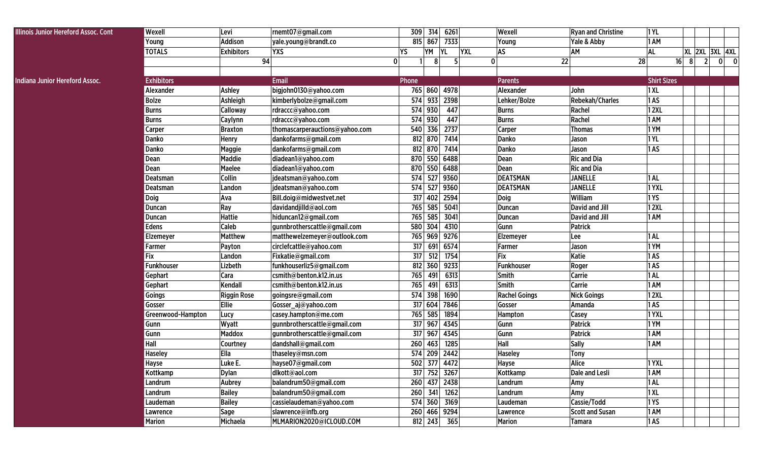| Illinois Junior Hereford Assoc. Cont | Wexell | Levi | rnemt07@gmail.com | 309 | 314 | 6261 | | Wexell | Ryan and Christine | 1 YL | | | | |
|---|---|---|---|---|---|---|---|---|---|---|---|---|---|---|
| | Young | Addison | yale.young@brandt.co | 815 | 867 | 7333 | | Young | Yale & Abby | 1 AM | | | | |
| | TOTALS | Exhibitors | YXS | YS | YM | YL | YXL | AS | AM | AL | XL | 2XL | 3XL | 4XL |
| | | 94 | 0 | 1 | 8 | 5 | 0 | 22 | 28 | 16 | 8 | 2 | 0 | 0 |
| | | | | | | | | | | | | | | |
| Indiana Junior Hereford Assoc. | Exhibitors | | Email | Phone | | | | Parents | | Shirt Sizes | | | | |
| | Alexander | Ashley | bigjohn0130@yahoo.com | 765 | 860 | 4978 | | Alexander | John | 1 XL | | | | |
| | Bolze | Ashleigh | kimberlybolze@gmail.com | 574 | 933 | 2398 | | Lehker/Bolze | Rebekah/Charles | 1 AS | | | | |
| | Burns | Calloway | rdraccc@yahoo.com | 574 | 930 | 447 | | Burns | Rachel | 1 2XL | | | | |
| | Burns | Caylynn | rdraccc@yahoo.com | 574 | 930 | 447 | | Burns | Rachel | 1 AM | | | | |
| | Carper | Braxton | thomascarperauctions@yahoo.com | 540 | 336 | 2737 | | Carper | Thomas | 1 YM | | | | |
| | Danko | Henry | dankofarms@gmail.com | 812 | 870 | 7414 | | Danko | Jason | 1 YL | | | | |
| | Danko | Maggie | dankofarms@gmail.com | 812 | 870 | 7414 | | Danko | Jason | 1 AS | | | | |
| | Dean | Maddie | diadean1@yahoo.com | 870 | 550 | 6488 | | Dean | Ric and Dia | | | | | |
| | Dean | Maelee | diadean1@yahoo.com | 870 | 550 | 6488 | | Dean | Ric and Dia | | | | | |
| | Deatsman | Collin | jdeatsman@yahoo.com | 574 | 527 | 9360 | | DEATSMAN | JANELLE | 1 AL | | | | |
| | Deatsman | Landon | jdeatsman@yahoo.com | 574 | 527 | 9360 | | DEATSMAN | JANELLE | 1 YXL | | | | |
| | Doig | Ava | Bill.doig@midwestvet.net | 317 | 402 | 2594 | | Doig | William | 1 YS | | | | |
| | Duncan | Ray | davidandjilld@aol.com | 765 | 585 | 5041 | | Duncan | David and Jill | 1 2XL | | | | |
| | Duncan | Hattie | hiduncan12@gmail.com | 765 | 585 | 3041 | | Duncan | David and Jill | 1 AM | | | | |
| | Edens | Caleb | gunnbrotherscattle@gmail.com | 580 | 304 | 4310 | | Gunn | Patrick | | | | | |
| | Elzemeyer | Matthew | matthewelzemeyer@outlook.com | 765 | 969 | 9276 | | Elzemeyer | Lee | 1 AL | | | | |
| | Farmer | Payton | circlefcattle@yahoo.com | 317 | 691 | 6574 | | Farmer | Jason | 1 YM | | | | |
| | Fix | Landon | Fixkatie@gmail.com | 317 | 512 | 1754 | | Fix | Katie | 1 AS | | | | |
| | Funkhouser | Lizbeth | funkhouserliz5@gmail.com | 812 | 360 | 9233 | | Funkhouser | Roger | 1 AS | | | | |
| | Gephart | Cara | csmith@benton.k12.in.us | 765 | 491 | 6313 | | Smith | Carrie | 1 AL | | | | |
| | Gephart | Kendall | csmith@benton.k12.in.us | 765 | 491 | 6313 | | Smith | Carrie | 1 AM | | | | |
| | Goings | Riggin Rose | goingsre@gmail.com | 574 | 398 | 1690 | | Rachel Goings | Nick Goings | 1 2XL | | | | |
| | Gosser | Ellie | Gosser_aj@yahoo.com | 317 | 604 | 7846 | | Gosser | Amanda | 1 AS | | | | |
| | Greenwood-Hampton | Lucy | casey.hampton@me.com | 765 | 585 | 1894 | | Hampton | Casey | 1 YXL | | | | |
| | Gunn | Wyatt | gunnbrotherscattle@gmail.com | 317 | 967 | 4345 | | Gunn | Patrick | 1 YM | | | | |
| | Gunn | Maddox | gunnbrotherscattle@gmail.com | 317 | 967 | 4345 | | Gunn | Patrick | 1 AM | | | | |
| | Hall | Courtney | dandshall@gmail.com | 260 | 463 | 1285 | | Hall | Sally | 1 AM | | | | |
| | Haseley | Ella | thaseley@msn.com | 574 | 209 | 2442 | | Haseley | Tony | | | | | |
| | Hayse | Luke E. | hayse07@gmail.com | 502 | 377 | 4472 | | Hayse | Alice | 1 YXL | | | | |
| | Kottkamp | Dylan | dlkott@aol.com | 317 | 752 | 3267 | | Kottkamp | Dale and Lesli | 1 AM | | | | |
| | Landrum | Aubrey | balandrum50@gmail.com | 260 | 437 | 2438 | | Landrum | Amy | 1 AL | | | | |
| | Landrum | Bailey | balandrum50@gmail.com | 260 | 341 | 1262 | | Landrum | Amy | 1 XL | | | | |
| | Laudeman | Bailey | cassielaudeman@yahoo.com | 574 | 360 | 3169 | | Laudeman | Cassie/Todd | 1 YS | | | | |
| | Lawrence | Sage | slawrence@infb.org | 260 | 466 | 9294 | | Lawrence | Scott and Susan | 1 AM | | | | |
| | Marion | Michaela | MLMARION2020@ICLOUD.COM | 812 | 243 | 365 | | Marion | Tamara | 1 AS | | | | |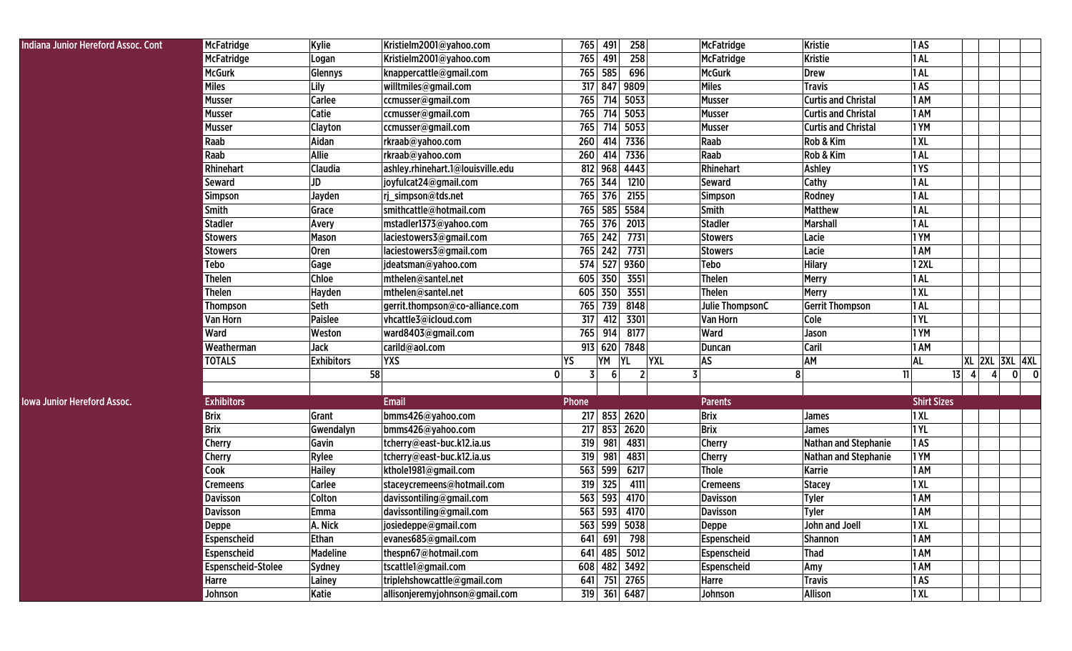| Indiana Junior Hereford Assoc. Cont | McFatridge | Kylie | Kristielm2001@yahoo.com | 765 | 491 | 258 | | McFatridge | Kristie | 1 AS | | | | |
|---|---|---|---|---|---|---|---|---|---|---|---|---|---|---|
| | McFatridge | Logan | Kristielm2001@yahoo.com | 765 | 491 | 258 | | McFatridge | Kristie | 1 AL | | | | |
| | McGurk | Glennys | knappercattle@gmail.com | 765 | 585 | 696 | | McGurk | Drew | 1 AL | | | | |
| | Miles | Lily | willtmiles@gmail.com | 317 | 847 | 9809 | | Miles | Travis | 1 AS | | | | |
| | Musser | Carlee | ccmusser@gmail.com | 765 | 714 | 5053 | | Musser | Curtis and Christal | 1 AM | | | | |
| | Musser | Catie | ccmusser@gmail.com | 765 | 714 | 5053 | | Musser | Curtis and Christal | 1 AM | | | | |
| | Musser | Clayton | ccmusser@gmail.com | 765 | 714 | 5053 | | Musser | Curtis and Christal | 1 YM | | | | |
| | Raab | Aidan | rkraab@yahoo.com | 260 | 414 | 7336 | | Raab | Rob & Kim | 1 XL | | | | |
| | Raab | Allie | rkraab@yahoo.com | 260 | 414 | 7336 | | Raab | Rob & Kim | 1 AL | | | | |
| | Rhinehart | Claudia | ashley.rhinehart.1@louisville.edu | 812 | 968 | 4443 | | Rhinehart | Ashley | 1 YS | | | | |
| | Seward | JD | joyfulcat24@gmail.com | 765 | 344 | 1210 | | Seward | Cathy | 1 AL | | | | |
| | Simpson | Jayden | rj_simpson@tds.net | 765 | 376 | 2155 | | Simpson | Rodney | 1 AL | | | | |
| | Smith | Grace | smithcattle@hotmail.com | 765 | 585 | 5584 | | Smith | Matthew | 1 AL | | | | |
| | Stadler | Avery | mstadler1373@yahoo.com | 765 | 376 | 2013 | | Stadler | Marshall | 1 AL | | | | |
| | Stowers | Mason | laciestowers3@gmail.com | 765 | 242 | 7731 | | Stowers | Lacie | 1 YM | | | | |
| | Stowers | Oren | laciestowers3@gmail.com | 765 | 242 | 7731 | | Stowers | Lacie | 1 AM | | | | |
| | Tebo | Gage | jdeatsman@yahoo.com | 574 | 527 | 9360 | | Tebo | Hilary | 1 2XL | | | | |
| | Thelen | Chloe | mthelen@santel.net | 605 | 350 | 3551 | | Thelen | Merry | 1 AL | | | | |
| | Thelen | Hayden | mthelen@santel.net | 605 | 350 | 3551 | | Thelen | Merry | 1 XL | | | | |
| | Thompson | Seth | gerrit.thompson@co-alliance.com | 765 | 739 | 8148 | | Julie ThompsonC | Gerrit Thompson | 1 AL | | | | |
| | Van Horn | Paislee | vhcattle3@icloud.com | 317 | 412 | 3301 | | Van Horn | Cole | 1 YL | | | | |
| | Ward | Weston | ward8403@gmail.com | 765 | 914 | 8177 | | Ward | Jason | 1 YM | | | | |
| | Weatherman | Jack | carild@aol.com | 913 | 620 | 7848 | | Duncan | Caril | 1 AM | | | | |
| | TOTALS | Exhibitors | YXS | YS | YM | YL | YXL | AS | AM | AL | XL | 2XL | 3XL | 4XL |
| | | 58 | 0 | 3 | 6 | 2 | 3 | 8 | 11 | 13 | 4 | 4 | 0 | 0 |
| | | | | | | | | | | | | | | |
| Iowa Junior Hereford Assoc. | Exhibitors | | Email | Phone | | | | Parents | | Shirt Sizes | | | | |
| | Brix | Grant | bmms426@yahoo.com | 217 | 853 | 2620 | | Brix | James | 1 XL | | | | |
| | Brix | Gwendalyn | bmms426@yahoo.com | 217 | 853 | 2620 | | Brix | James | 1 YL | | | | |
| | Cherry | Gavin | tcherry@east-buc.k12.ia.us | 319 | 981 | 4831 | | Cherry | Nathan and Stephanie | 1 AS | | | | |
| | Cherry | Rylee | tcherry@east-buc.k12.ia.us | 319 | 981 | 4831 | | Cherry | Nathan and Stephanie | 1 YM | | | | |
| | Cook | Hailey | kthole1981@gmail.com | 563 | 599 | 6217 | | Thole | Karrie | 1 AM | | | | |
| | Cremeens | Carlee | staceycremeens@hotmail.com | 319 | 325 | 4111 | | Cremeens | Stacey | 1 XL | | | | |
| | Davisson | Colton | davissontiling@gmail.com | 563 | 593 | 4170 | | Davisson | Tyler | 1 AM | | | | |
| | Davisson | Emma | davissontiling@gmail.com | 563 | 593 | 4170 | | Davisson | Tyler | 1 AM | | | | |
| | Deppe | A. Nick | josiedeppe@gmail.com | 563 | 599 | 5038 | | Deppe | John and Joell | 1 XL | | | | |
| | Espenscheid | Ethan | evanes685@gmail.com | 641 | 691 | 798 | | Espenscheid | Shannon | 1 AM | | | | |
| | Espenscheid | Madeline | thespn67@hotmail.com | 641 | 485 | 5012 | | Espenscheid | Thad | 1 AM | | | | |
| | Espenscheid-Stolee | Sydney | tscattle1@gmail.com | 608 | 482 | 3492 | | Espenscheid | Amy | 1 AM | | | | |
| | Harre | Lainey | triplehshowcattle@gmail.com | 641 | 751 | 2765 | | Harre | Travis | 1 AS | | | | |
| | Johnson | Katie | allisonjeremyjohnson@gmail.com | 319 | 361 | 6487 | | Johnson | Allison | 1 XL | | | | |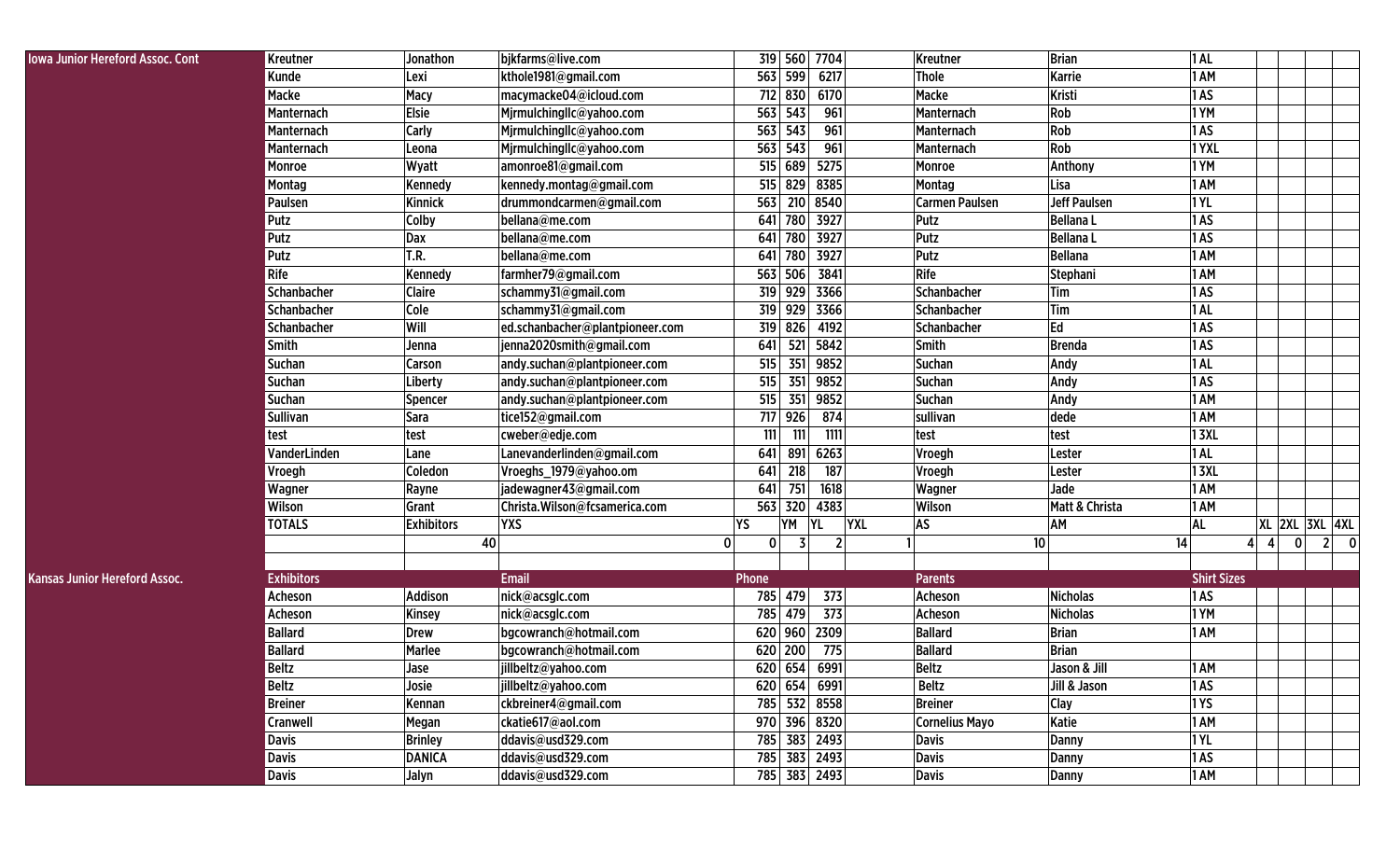| | | | | | | | | | | | | | | |
|---|---|---|---|---|---|---|---|---|---|---|---|---|---|---|
| Iowa Junior Hereford Assoc. Cont | Kreutner | Jonathon | bjkfarms@live.com | 319 | 560 | 7704 | | Kreutner | Brian | 1 AL | | | | |
| | Kunde | Lexi | kthole1981@gmail.com | 563 | 599 | 6217 | | Thole | Karrie | 1 AM | | | | |
| | Macke | Macy | macymacke04@icloud.com | 712 | 830 | 6170 | | Macke | Kristi | 1 AS | | | | |
| | Manternach | Elsie | Mjrmulchingllc@yahoo.com | 563 | 543 | 961 | | Manternach | Rob | 1 YM | | | | |
| | Manternach | Carly | Mjrmulchingllc@yahoo.com | 563 | 543 | 961 | | Manternach | Rob | 1 AS | | | | |
| | Manternach | Leona | Mjrmulchingllc@yahoo.com | 563 | 543 | 961 | | Manternach | Rob | 1 YXL | | | | |
| | Monroe | Wyatt | amonroe81@gmail.com | 515 | 689 | 5275 | | Monroe | Anthony | 1 YM | | | | |
| | Montag | Kennedy | kennedy.montag@gmail.com | 515 | 829 | 8385 | | Montag | Lisa | 1 AM | | | | |
| | Paulsen | Kinnick | drummondcarmen@gmail.com | 563 | 210 | 8540 | | Carmen Paulsen | Jeff Paulsen | 1 YL | | | | |
| | Putz | Colby | bellana@me.com | 641 | 780 | 3927 | | Putz | Bellana L | 1 AS | | | | |
| | Putz | Dax | bellana@me.com | 641 | 780 | 3927 | | Putz | Bellana L | 1 AS | | | | |
| | Putz | T.R. | bellana@me.com | 641 | 780 | 3927 | | Putz | Bellana | 1 AM | | | | |
| | Rife | Kennedy | farmher79@gmail.com | 563 | 506 | 3841 | | Rife | Stephani | 1 AM | | | | |
| | Schanbacher | Claire | schammy31@gmail.com | 319 | 929 | 3366 | | Schanbacher | Tim | 1 AS | | | | |
| | Schanbacher | Cole | schammy31@gmail.com | 319 | 929 | 3366 | | Schanbacher | Tim | 1 AL | | | | |
| | Schanbacher | Will | ed.schanbacher@plantpioneer.com | 319 | 826 | 4192 | | Schanbacher | Ed | 1 AS | | | | |
| | Smith | Jenna | jenna2020smith@gmail.com | 641 | 521 | 5842 | | Smith | Brenda | 1 AS | | | | |
| | Suchan | Carson | andy.suchan@plantpioneer.com | 515 | 351 | 9852 | | Suchan | Andy | 1 AL | | | | |
| | Suchan | Liberty | andy.suchan@plantpioneer.com | 515 | 351 | 9852 | | Suchan | Andy | 1 AS | | | | |
| | Suchan | Spencer | andy.suchan@plantpioneer.com | 515 | 351 | 9852 | | Suchan | Andy | 1 AM | | | | |
| | Sullivan | Sara | tice152@gmail.com | 717 | 926 | 874 | | sullivan | dede | 1 AM | | | | |
| | test | test | cweber@edje.com | 111 | 111 | 1111 | | test | test | 1 3XL | | | | |
| | VanderLinden | Lane | Lanevanderlinden@gmail.com | 641 | 891 | 6263 | | Vroegh | Lester | 1 AL | | | | |
| | Vroegh | Coledon | Vroeghs_1979@yahoo.om | 641 | 218 | 187 | | Vroegh | Lester | 1 3XL | | | | |
| | Wagner | Rayne | jadewagner43@gmail.com | 641 | 751 | 1618 | | Wagner | Jade | 1 AM | | | | |
| | Wilson | Grant | Christa.Wilson@fcsamerica.com | 563 | 320 | 4383 | | Wilson | Matt & Christa | 1 AM | | | | |
| | TOTALS | Exhibitors | YXS | YS | YM | YL | YXL | AS | AM | AL | XL | 2XL | 3XL | 4XL |
| | | 40 | 0 | 0 | 3 | 2 | 1 | 10 | 14 | 4 | 4 | 0 | 2 | 0 |
| | | | | | | | | | | | | | | |
| Kansas Junior Hereford Assoc. | Exhibitors | | Email | Phone | | | | Parents | | Shirt Sizes | | | | |
| | Acheson | Addison | nick@acsglc.com | 785 | 479 | 373 | | Acheson | Nicholas | 1 AS | | | | |
| | Acheson | Kinsey | nick@acsglc.com | 785 | 479 | 373 | | Acheson | Nicholas | 1 YM | | | | |
| | Ballard | Drew | bgcowranch@hotmail.com | 620 | 960 | 2309 | | Ballard | Brian | 1 AM | | | | |
| | Ballard | Marlee | bgcowranch@hotmail.com | 620 | 200 | 775 | | Ballard | Brian | | | | | |
| | Beltz | Jase | jillbeltz@yahoo.com | 620 | 654 | 6991 | | Beltz | Jason & Jill | 1 AM | | | | |
| | Beltz | Josie | jillbeltz@yahoo.com | 620 | 654 | 6991 | | Beltz | Jill & Jason | 1 AS | | | | |
| | Breiner | Kennan | ckbreiner4@gmail.com | 785 | 532 | 8558 | | Breiner | Clay | 1 YS | | | | |
| | Cranwell | Megan | ckatie617@aol.com | 970 | 396 | 8320 | | Cornelius Mayo | Katie | 1 AM | | | | |
| | Davis | Brinley | ddavis@usd329.com | 785 | 383 | 2493 | | Davis | Danny | 1 YL | | | | |
| | Davis | DANICA | ddavis@usd329.com | 785 | 383 | 2493 | | Davis | Danny | 1 AS | | | | |
| | Davis | Jalyn | ddavis@usd329.com | 785 | 383 | 2493 | | Davis | Danny | 1 AM | | | | |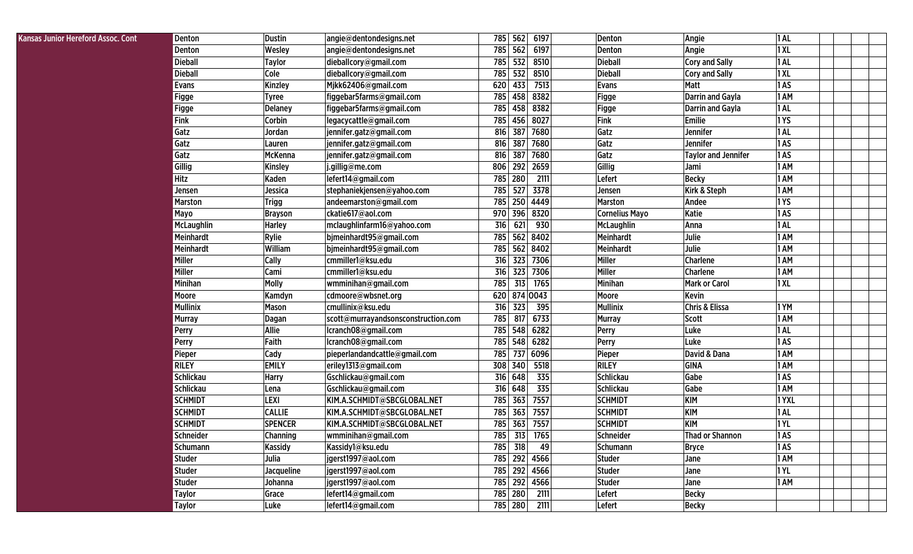| Kansas Junior Hereford Assoc. Cont | Denton | Dustin | angie@dentondesigns.net | 785 | 562 | 6197 | | Denton | Angie | 1 AL | | | | |
|---|---|---|---|---|---|---|---|---|---|---|---|---|---|---|
| | Denton | Wesley | angie@dentondesigns.net | 785 | 562 | 6197 | | Denton | Angie | 1 XL | | | | |
| | Dieball | Taylor | dieballcory@gmail.com | 785 | 532 | 8510 | | Dieball | Cory and Sally | 1 AL | | | | |
| | Dieball | Cole | dieballcory@gmail.com | 785 | 532 | 8510 | | Dieball | Cory and Sally | 1 XL | | | | |
| | Evans | Kinzley | Mjkk62406@gmail.com | 620 | 433 | 7513 | | Evans | Matt | 1 AS | | | | |
| | Figge | Tyree | figgebar5farms@gmail.com | 785 | 458 | 8382 | | Figge | Darrin and Gayla | 1 AM | | | | |
| | Figge | Delaney | figgebar5farms@gmail.com | 785 | 458 | 8382 | | Figge | Darrin and Gayla | 1 AL | | | | |
| | Fink | Corbin | legacycattle@gmail.com | 785 | 456 | 8027 | | Fink | Emilie | 1 YS | | | | |
| | Gatz | Jordan | jennifer.gatz@gmail.com | 816 | 387 | 7680 | | Gatz | Jennifer | 1 AL | | | | |
| | Gatz | Lauren | jennifer.gatz@gmail.com | 816 | 387 | 7680 | | Gatz | Jennifer | 1 AS | | | | |
| | Gatz | McKenna | jennifer.gatz@gmail.com | 816 | 387 | 7680 | | Gatz | Taylor and Jennifer | 1 AS | | | | |
| | Gillig | Kinsley | j.gillig@me.com | 806 | 292 | 2659 | | Gillig | Jami | 1 AM | | | | |
| | Hitz | Kaden | lefert14@gmail.com | 785 | 280 | 2111 | | Lefert | Becky | 1 AM | | | | |
| | Jensen | Jessica | stephaniekjensen@yahoo.com | 785 | 527 | 3378 | | Jensen | Kirk & Steph | 1 AM | | | | |
| | Marston | Trigg | andeemarston@gmail.com | 785 | 250 | 4449 | | Marston | Andee | 1 YS | | | | |
| | Mayo | Brayson | ckatie617@aol.com | 970 | 396 | 8320 | | Cornelius Mayo | Katie | 1 AS | | | | |
| | McLaughlin | Harley | mclaughlinfarm16@yahoo.com | 316 | 621 | 930 | | McLaughlin | Anna | 1 AL | | | | |
| | Meinhardt | Rylie | bjmeinhardt95@gmail.com | 785 | 562 | 8402 | | Meinhardt | Julie | 1 AM | | | | |
| | Meinhardt | William | bjmeinhardt95@gmail.com | 785 | 562 | 8402 | | Meinhardt | Julie | 1 AM | | | | |
| | Miller | Cally | cmmiller1@ksu.edu | 316 | 323 | 7306 | | Miller | Charlene | 1 AM | | | | |
| | Miller | Cami | cmmiller1@ksu.edu | 316 | 323 | 7306 | | Miller | Charlene | 1 AM | | | | |
| | Minihan | Molly | wmminihan@gmail.com | 785 | 313 | 1765 | | Minihan | Mark or Carol | 1 XL | | | | |
| | Moore | Kamdyn | cdmoore@wbsnet.org | 620 | 874 | 0043 | | Moore | Kevin | | | | | |
| | Mullinix | Mason | cmullinix@ksu.edu | 316 | 323 | 395 | | Mullinix | Chris & Elissa | 1 YM | | | | |
| | Murray | Dagan | scott@murrayandsonsconstruction.com | 785 | 817 | 6733 | | Murray | Scott | 1 AM | | | | |
| | Perry | Allie | lcranch08@gmail.com | 785 | 548 | 6282 | | Perry | Luke | 1 AL | | | | |
| | Perry | Faith | lcranch08@gmail.com | 785 | 548 | 6282 | | Perry | Luke | 1 AS | | | | |
| | Pieper | Cady | pieperlandandcattle@gmail.com | 785 | 737 | 6096 | | Pieper | David & Dana | 1 AM | | | | |
| | RILEY | EMILY | eriley1313@gmail.com | 308 | 340 | 5518 | | RILEY | GINA | 1 AM | | | | |
| | Schlickau | Harry | Gschlickau@gmail.com | 316 | 648 | 335 | | Schlickau | Gabe | 1 AS | | | | |
| | Schlickau | Lena | Gschlickau@gmail.com | 316 | 648 | 335 | | Schlickau | Gabe | 1 AM | | | | |
| | SCHMIDT | LEXI | KIM.A.SCHMIDT@SBCGLOBAL.NET | 785 | 363 | 7557 | | SCHMIDT | KIM | 1 YXL | | | | |
| | SCHMIDT | CALLIE | KIM.A.SCHMIDT@SBCGLOBAL.NET | 785 | 363 | 7557 | | SCHMIDT | KIM | 1 AL | | | | |
| | SCHMIDT | SPENCER | KIM.A.SCHMIDT@SBCGLOBAL.NET | 785 | 363 | 7557 | | SCHMIDT | KIM | 1 YL | | | | |
| | Schneider | Channing | wmminihan@gmail.com | 785 | 313 | 1765 | | Schneider | Thad or Shannon | 1 AS | | | | |
| | Schumann | Kassidy | Kassidy1@ksu.edu | 785 | 318 | 49 | | Schumann | Bryce | 1 AS | | | | |
| | Studer | Julia | jgerst1997@aol.com | 785 | 292 | 4566 | | Studer | Jane | 1 AM | | | | |
| | Studer | Jacqueline | jgerst1997@aol.com | 785 | 292 | 4566 | | Studer | Jane | 1 YL | | | | |
| | Studer | Johanna | jgerst1997@aol.com | 785 | 292 | 4566 | | Studer | Jane | 1 AM | | | | |
| | Taylor | Grace | lefert14@gmail.com | 785 | 280 | 2111 | | Lefert | Becky | | | | | |
| | Taylor | Luke | lefert14@gmail.com | 785 | 280 | 2111 | | Lefert | Becky | | | | | |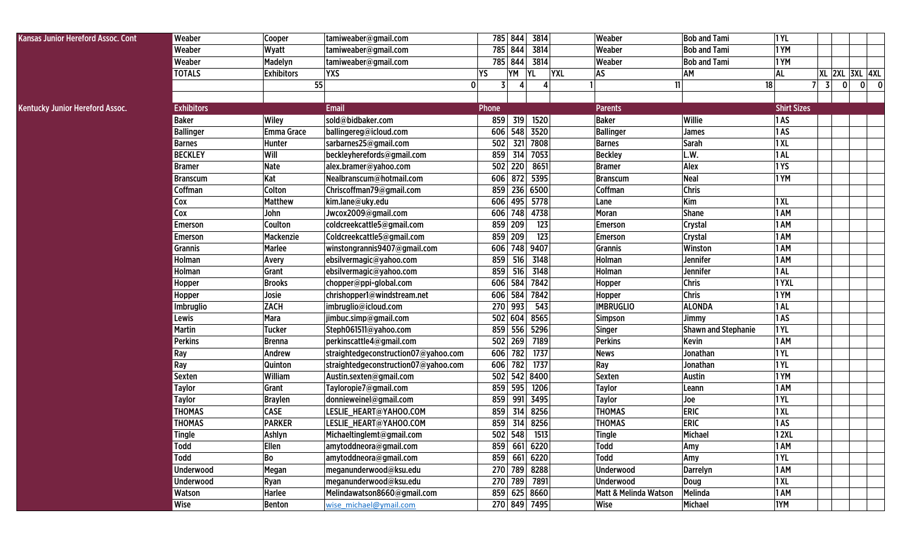| Kansas Junior Hereford Assoc. Cont | Weaber | Cooper | tamiweaber@gmail.com | 785 | 844 | 3814 | | Weaber | Bob and Tami | 1 YL | | | | |
|---|---|---|---|---|---|---|---|---|---|---|---|---|---|---|
| | Weaber | Wyatt | tamiweaber@gmail.com | 785 | 844 | 3814 | | Weaber | Bob and Tami | 1 YM | | | | |
| | Weaber | Madelyn | tamiweaber@gmail.com | 785 | 844 | 3814 | | Weaber | Bob and Tami | 1 YM | | | | |
| | TOTALS | Exhibitors | YXS | YS | YM | YL | YXL | AS | AM | AL | XL | 2XL | 3XL | 4XL |
| | | 55 | 0 | 3 | 4 | 4 | 1 | 11 | 18 | 7 | 3 | 0 | 0 | 0 |
| | | | | | | | | | | | | | | |
| Kentucky Junior Hereford Assoc. | Exhibitors | | Email | Phone | | | | Parents | | Shirt Sizes | | | | |
| | Baker | Wiley | sold@bidbaker.com | 859 | 319 | 1520 | | Baker | Willie | 1 AS | | | | |
| | Ballinger | Emma Grace | ballingereg@icloud.com | 606 | 548 | 3520 | | Ballinger | James | 1 AS | | | | |
| | Barnes | Hunter | sarbarnes25@gmail.com | 502 | 321 | 7808 | | Barnes | Sarah | 1 XL | | | | |
| | BECKLEY | Will | beckleyherefords@gmail.com | 859 | 314 | 7053 | | Beckley | L.W. | 1 AL | | | | |
| | Bramer | Nate | alex.bramer@yahoo.com | 502 | 220 | 8651 | | Bramer | Alex | 1 YS | | | | |
| | Branscum | Kat | Nealbranscum@hotmail.com | 606 | 872 | 5395 | | Branscum | Neal | 1 YM | | | | |
| | Coffman | Colton | Chriscoffman79@gmail.com | 859 | 236 | 6500 | | Coffman | Chris | | | | | |
| | Cox | Matthew | kim.lane@uky.edu | 606 | 495 | 5778 | | Lane | Kim | 1 XL | | | | |
| | Cox | John | Jwcox2009@gmail.com | 606 | 748 | 4738 | | Moran | Shane | 1 AM | | | | |
| | Emerson | Coulton | coldcreekcattle5@gmail.com | 859 | 209 | 123 | | Emerson | Crystal | 1 AM | | | | |
| | Emerson | Mackenzie | Coldcreekcattle5@gmail.com | 859 | 209 | 123 | | Emerson | Crystal | 1 AM | | | | |
| | Grannis | Marlee | winstongrannis9407@gmail.com | 606 | 748 | 9407 | | Grannis | Winston | 1 AM | | | | |
| | Holman | Avery | ebsilvermagic@yahoo.com | 859 | 516 | 3148 | | Holman | Jennifer | 1 AM | | | | |
| | Holman | Grant | ebsilvermagic@yahoo.com | 859 | 516 | 3148 | | Holman | Jennifer | 1 AL | | | | |
| | Hopper | Brooks | chopper@ppi-global.com | 606 | 584 | 7842 | | Hopper | Chris | 1 YXL | | | | |
| | Hopper | Josie | chrishopper1@windstream.net | 606 | 584 | 7842 | | Hopper | Chris | 1 YM | | | | |
| | Imbruglio | ZACH | imbruglio@icloud.com | 270 | 993 | 543 | | IMBRUGLIO | ALONDA | 1 AL | | | | |
| | Lewis | Mara | jimbuc.simp@gmail.com | 502 | 604 | 8565 | | Simpson | Jimmy | 1 AS | | | | |
| | Martin | Tucker | Steph061511@yahoo.com | 859 | 556 | 5296 | | Singer | Shawn and Stephanie | 1 YL | | | | |
| | Perkins | Brenna | perkinscattle4@gmail.com | 502 | 269 | 7189 | | Perkins | Kevin | 1 AM | | | | |
| | Ray | Andrew | straightedgeconstruction07@yahoo.com | 606 | 782 | 1737 | | News | Jonathan | 1 YL | | | | |
| | Ray | Quinton | straightedgeconstruction07@yahoo.com | 606 | 782 | 1737 | | Ray | Jonathan | 1 YL | | | | |
| | Sexten | William | Austin.sexten@gmail.com | 502 | 542 | 8400 | | Sexten | Austin | 1 YM | | | | |
| | Taylor | Grant | Tayloropie7@gmail.com | 859 | 595 | 1206 | | Taylor | Leann | 1 AM | | | | |
| | Taylor | Braylen | donnieweinel@gmail.com | 859 | 991 | 3495 | | Taylor | Joe | 1 YL | | | | |
| | THOMAS | CASE | LESLIE_HEART@YAHOO.COM | 859 | 314 | 8256 | | THOMAS | ERIC | 1 XL | | | | |
| | THOMAS | PARKER | LESLIE_HEART@YAHOO.COM | 859 | 314 | 8256 | | THOMAS | ERIC | 1 AS | | | | |
| | Tingle | Ashlyn | Michaeltinglemt@gmail.com | 502 | 548 | 1513 | | Tingle | Michael | 1 2XL | | | | |
| | Todd | Ellen | amytoddneora@gmail.com | 859 | 661 | 6220 | | Todd | Amy | 1 AM | | | | |
| | Todd | Bo | amytoddneora@gmail.com | 859 | 661 | 6220 | | Todd | Amy | 1 YL | | | | |
| | Underwood | Megan | meganunderwood@ksu.edu | 270 | 789 | 8288 | | Underwood | Darrelyn | 1 AM | | | | |
| | Underwood | Ryan | meganunderwood@ksu.edu | 270 | 789 | 7891 | | Underwood | Doug | 1 XL | | | | |
| | Watson | Harlee | Melindawatson8660@gmail.com | 859 | 625 | 8660 | | Matt & Melinda Watson | Melinda | 1 AM | | | | |
| | Wise | Benton | wise_michael@ymail.com | 270 | 849 | 7495 | | Wise | Michael | 1YM | | | | |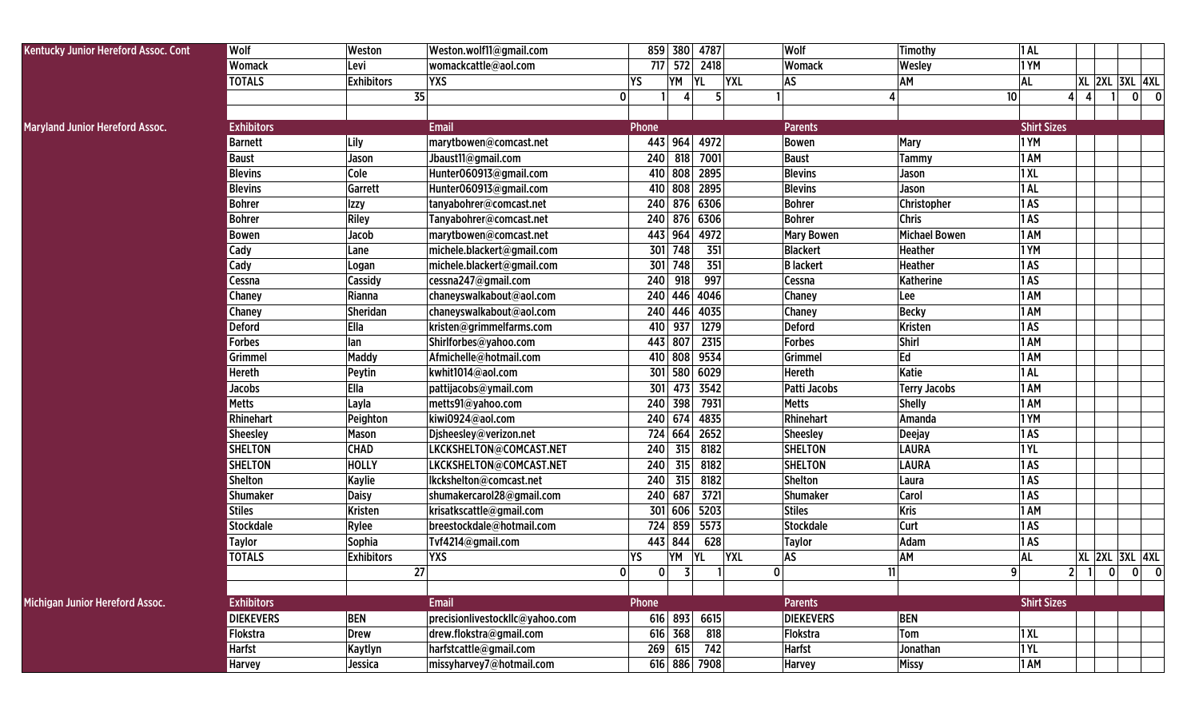| Association | Last Name | First Name | Email | Phone | | | | Parent Last | Parent First | Shirt Sizes | | | | |
|---|---|---|---|---|---|---|---|---|---|---|---|---|---|---|
| Kentucky Junior Hereford Assoc. Cont | Wolf | Weston | Weston.wolf11@gmail.com | 859 | 380 | 4787 | | Wolf | Timothy | 1 AL | | | | |
| | Womack | Levi | womackcattle@aol.com | 717 | 572 | 2418 | | Womack | Wesley | 1 YM | | | | |
| | TOTALS | Exhibitors | YXS | YS | YM | YL | YXL | AS | AM | AL | XL | 2XL | 3XL | 4XL |
| | | 35 | 0 | 1 | 4 | 5 | 1 | 4 | 10 | 4 | 4 | 1 | 0 | 0 |
| | | | | | | | | | | | | | | |
| Maryland Junior Hereford Assoc. | Exhibitors | | Email | Phone | | | | Parents | | Shirt Sizes | | | | |
| | Barnett | Lily | marytbowen@comcast.net | 443 | 964 | 4972 | | Bowen | Mary | 1 YM | | | | |
| | Baust | Jason | Jbaust11@gmail.com | 240 | 818 | 7001 | | Baust | Tammy | 1 AM | | | | |
| | Blevins | Cole | Hunter060913@gmail.com | 410 | 808 | 2895 | | Blevins | Jason | 1 XL | | | | |
| | Blevins | Garrett | Hunter060913@gmail.com | 410 | 808 | 2895 | | Blevins | Jason | 1 AL | | | | |
| | Bohrer | Izzy | tanyabohrer@comcast.net | 240 | 876 | 6306 | | Bohrer | Christopher | 1 AS | | | | |
| | Bohrer | Riley | Tanyabohrer@comcast.net | 240 | 876 | 6306 | | Bohrer | Chris | 1 AS | | | | |
| | Bowen | Jacob | marytbowen@comcast.net | 443 | 964 | 4972 | | Mary Bowen | Michael Bowen | 1 AM | | | | |
| | Cady | Lane | michele.blackert@gmail.com | 301 | 748 | 351 | | Blackert | Heather | 1 YM | | | | |
| | Cady | Logan | michele.blackert@gmail.com | 301 | 748 | 351 | | B lackert | Heather | 1 AS | | | | |
| | Cessna | Cassidy | cessna247@gmail.com | 240 | 918 | 997 | | Cessna | Katherine | 1 AS | | | | |
| | Chaney | Rianna | chaneyswalkabout@aol.com | 240 | 446 | 4046 | | Chaney | Lee | 1 AM | | | | |
| | Chaney | Sheridan | chaneyswalkabout@aol.com | 240 | 446 | 4035 | | Chaney | Becky | 1 AM | | | | |
| | Deford | Ella | kristen@grimmelfarms.com | 410 | 937 | 1279 | | Deford | Kristen | 1 AS | | | | |
| | Forbes | Ian | Shirlforbes@yahoo.com | 443 | 807 | 2315 | | Forbes | Shirl | 1 AM | | | | |
| | Grimmel | Maddy | Afmichelle@hotmail.com | 410 | 808 | 9534 | | Grimmel | Ed | 1 AM | | | | |
| | Hereth | Peytin | kwhit1014@aol.com | 301 | 580 | 6029 | | Hereth | Katie | 1 AL | | | | |
| | Jacobs | Ella | pattijacobs@ymail.com | 301 | 473 | 3542 | | Patti Jacobs | Terry Jacobs | 1 AM | | | | |
| | Metts | Layla | metts91@yahoo.com | 240 | 398 | 7931 | | Metts | Shelly | 1 AM | | | | |
| | Rhinehart | Peighton | kiwi0924@aol.com | 240 | 674 | 4835 | | Rhinehart | Amanda | 1 YM | | | | |
| | Sheesley | Mason | Djsheesley@verizon.net | 724 | 664 | 2652 | | Sheesley | Deejay | 1 AS | | | | |
| | SHELTON | CHAD | LKCKSHELTON@COMCAST.NET | 240 | 315 | 8182 | | SHELTON | LAURA | 1 YL | | | | |
| | SHELTON | HOLLY | LKCKSHELTON@COMCAST.NET | 240 | 315 | 8182 | | SHELTON | LAURA | 1 AS | | | | |
| | Shelton | Kaylie | lkckshelton@comcast.net | 240 | 315 | 8182 | | Shelton | Laura | 1 AS | | | | |
| | Shumaker | Daisy | shumakercarol28@gmail.com | 240 | 687 | 3721 | | Shumaker | Carol | 1 AS | | | | |
| | Stiles | Kristen | krisatkscattle@gmail.com | 301 | 606 | 5203 | | Stiles | Kris | 1 AM | | | | |
| | Stockdale | Rylee | breestockdale@hotmail.com | 724 | 859 | 5573 | | Stockdale | Curt | 1 AS | | | | |
| | Taylor | Sophia | Tvf4214@gmail.com | 443 | 844 | 628 | | Taylor | Adam | 1 AS | | | | |
| | TOTALS | Exhibitors | YXS | YS | YM | YL | YXL | AS | AM | AL | XL | 2XL | 3XL | 4XL |
| | | 27 | 0 | 0 | 3 | 1 | 0 | 11 | 9 | 2 | 1 | 0 | 0 | 0 |
| | | | | | | | | | | | | | | |
| Michigan Junior Hereford Assoc. | Exhibitors | | Email | Phone | | | | Parents | | Shirt Sizes | | | | |
| | DIEKEVERS | BEN | precisionlivestockllc@yahoo.com | 616 | 893 | 6615 | | DIEKEVERS | BEN | | | | | |
| | Flokstra | Drew | drew.flokstra@gmail.com | 616 | 368 | 818 | | Flokstra | Tom | 1 XL | | | | |
| | Harfst | Kaytlyn | harfstcattle@gmail.com | 269 | 615 | 742 | | Harfst | Jonathan | 1 YL | | | | |
| | Harvey | Jessica | missyharvey7@hotmail.com | 616 | 886 | 7908 | | Harvey | Missy | 1 AM | | | | |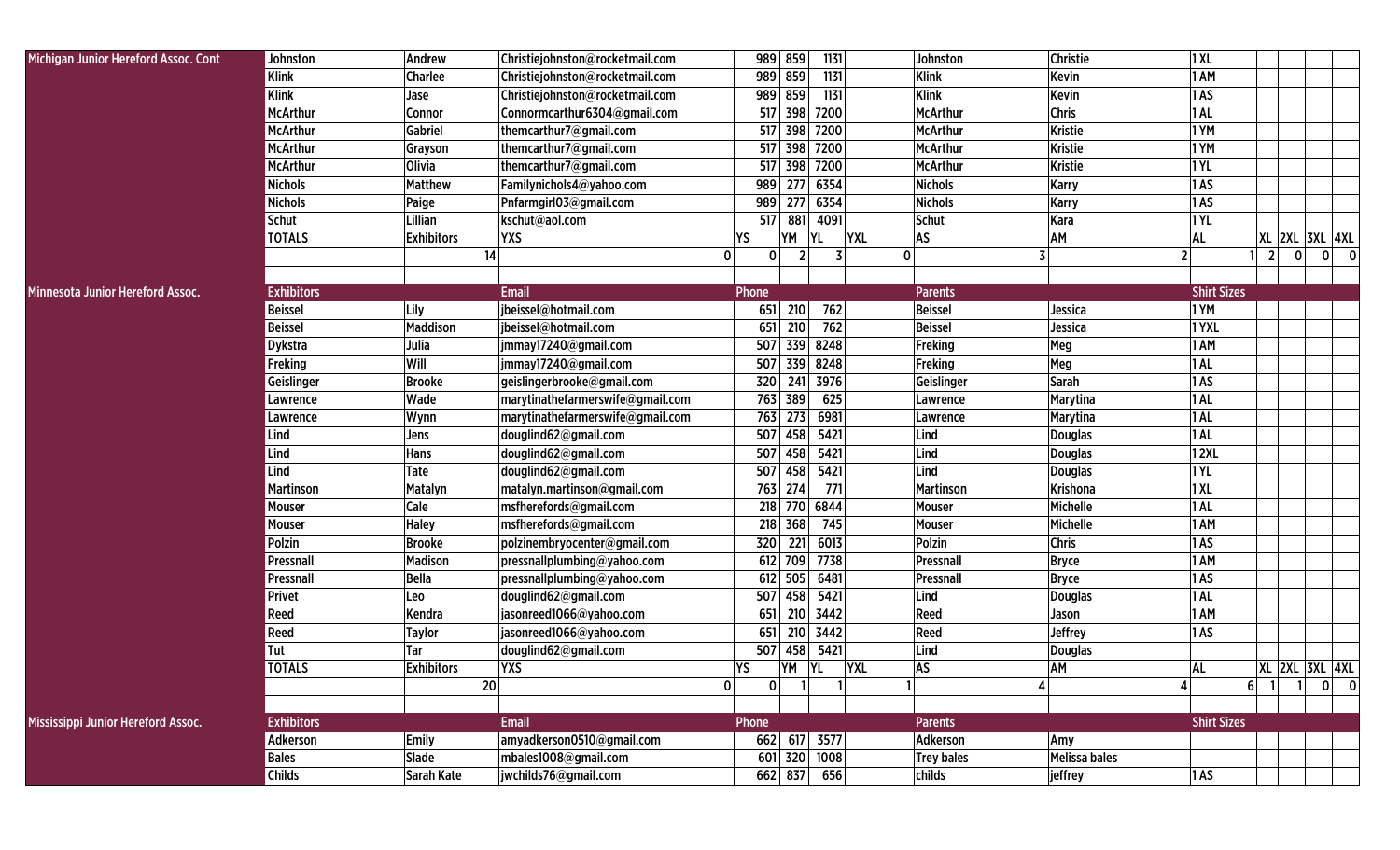| | | | | | | | | | | | | | | |
|---|---|---|---|---|---|---|---|---|---|---|---|---|---|---|
| Michigan Junior Hereford Assoc. Cont | Johnston | Andrew | Christiejohnston@rocketmail.com | 989 | 859 | 1131 | | Johnston | Christie | 1 XL | | | | |
| | Klink | Charlee | Christiejohnston@rocketmail.com | 989 | 859 | 1131 | | Klink | Kevin | 1 AM | | | | |
| | Klink | Jase | Christiejohnston@rocketmail.com | 989 | 859 | 1131 | | Klink | Kevin | 1 AS | | | | |
| | McArthur | Connor | Connormcarthur6304@gmail.com | 517 | 398 | 7200 | | McArthur | Chris | 1 AL | | | | |
| | McArthur | Gabriel | themcarthur7@gmail.com | 517 | 398 | 7200 | | McArthur | Kristie | 1 YM | | | | |
| | McArthur | Grayson | themcarthur7@gmail.com | 517 | 398 | 7200 | | McArthur | Kristie | 1 YM | | | | |
| | McArthur | Olivia | themcarthur7@gmail.com | 517 | 398 | 7200 | | McArthur | Kristie | 1 YL | | | | |
| | Nichols | Matthew | Familynichols4@yahoo.com | 989 | 277 | 6354 | | Nichols | Karry | 1 AS | | | | |
| | Nichols | Paige | Pnfarmgirl03@gmail.com | 989 | 277 | 6354 | | Nichols | Karry | 1 AS | | | | |
| | Schut | Lillian | kschut@aol.com | 517 | 881 | 4091 | | Schut | Kara | 1 YL | | | | |
| | TOTALS | Exhibitors | YXS | YS | YM | YL | YXL | AS | AM | AL | XL | 2XL | 3XL | 4XL |
| | | 14 | 0 | 0 | 2 | 3 | 0 | 3 | 2 | 1 | 2 | 0 | 0 | 0 |
| | | | | | | | | | | | | | | |
| Minnesota Junior Hereford Assoc. | Exhibitors | | Email | Phone | | | | Parents | | Shirt Sizes | | | | |
| | Beissel | Lily | jbeissel@hotmail.com | 651 | 210 | 762 | | Beissel | Jessica | 1 YM | | | | |
| | Beissel | Maddison | jbeissel@hotmail.com | 651 | 210 | 762 | | Beissel | Jessica | 1 YXL | | | | |
| | Dykstra | Julia | jmmay17240@gmail.com | 507 | 339 | 8248 | | Freking | Meg | 1 AM | | | | |
| | Freking | Will | jmmay17240@gmail.com | 507 | 339 | 8248 | | Freking | Meg | 1 AL | | | | |
| | Geislinger | Brooke | geislingerbrooke@gmail.com | 320 | 241 | 3976 | | Geislinger | Sarah | 1 AS | | | | |
| | Lawrence | Wade | marytinathefarmerswife@gmail.com | 763 | 389 | 625 | | Lawrence | Marytina | 1 AL | | | | |
| | Lawrence | Wynn | marytinathefarmerswife@gmail.com | 763 | 273 | 6981 | | Lawrence | Marytina | 1 AL | | | | |
| | Lind | Jens | douglind62@gmail.com | 507 | 458 | 5421 | | Lind | Douglas | 1 AL | | | | |
| | Lind | Hans | douglind62@gmail.com | 507 | 458 | 5421 | | Lind | Douglas | 1 2XL | | | | |
| | Lind | Tate | douglind62@gmail.com | 507 | 458 | 5421 | | Lind | Douglas | 1 YL | | | | |
| | Martinson | Matalyn | matalyn.martinson@gmail.com | 763 | 274 | 771 | | Martinson | Krishona | 1 XL | | | | |
| | Mouser | Cale | msfherefords@gmail.com | 218 | 770 | 6844 | | Mouser | Michelle | 1 AL | | | | |
| | Mouser | Haley | msfherefords@gmail.com | 218 | 368 | 745 | | Mouser | Michelle | 1 AM | | | | |
| | Polzin | Brooke | polzinembryocenter@gmail.com | 320 | 221 | 6013 | | Polzin | Chris | 1 AS | | | | |
| | Pressnall | Madison | pressnallplumbing@yahoo.com | 612 | 709 | 7738 | | Pressnall | Bryce | 1 AM | | | | |
| | Pressnall | Bella | pressnallplumbing@yahoo.com | 612 | 505 | 6481 | | Pressnall | Bryce | 1 AS | | | | |
| | Privet | Leo | douglind62@gmail.com | 507 | 458 | 5421 | | Lind | Douglas | 1 AL | | | | |
| | Reed | Kendra | jasonreed1066@yahoo.com | 651 | 210 | 3442 | | Reed | Jason | 1 AM | | | | |
| | Reed | Taylor | jasonreed1066@yahoo.com | 651 | 210 | 3442 | | Reed | Jeffrey | 1 AS | | | | |
| | Tut | Tar | douglind62@gmail.com | 507 | 458 | 5421 | | Lind | Douglas | | | | | |
| | TOTALS | Exhibitors | YXS | YS | YM | YL | YXL | AS | AM | AL | XL | 2XL | 3XL | 4XL |
| | | 20 | 0 | 0 | 1 | 1 | 1 | 4 | 4 | 6 | 1 | 1 | 0 | 0 |
| | | | | | | | | | | | | | | |
| Mississippi Junior Hereford Assoc. | Exhibitors | | Email | Phone | | | | Parents | | Shirt Sizes | | | | |
| | Adkerson | Emily | amyadkerson0510@gmail.com | 662 | 617 | 3577 | | Adkerson | Amy | | | | | |
| | Bales | Slade | mbales1008@gmail.com | 601 | 320 | 1008 | | Trey bales | Melissa bales | | | | | |
| | Childs | Sarah Kate | jwchilds76@gmail.com | 662 | 837 | 656 | | childs | jeffrey | 1 AS | | | | |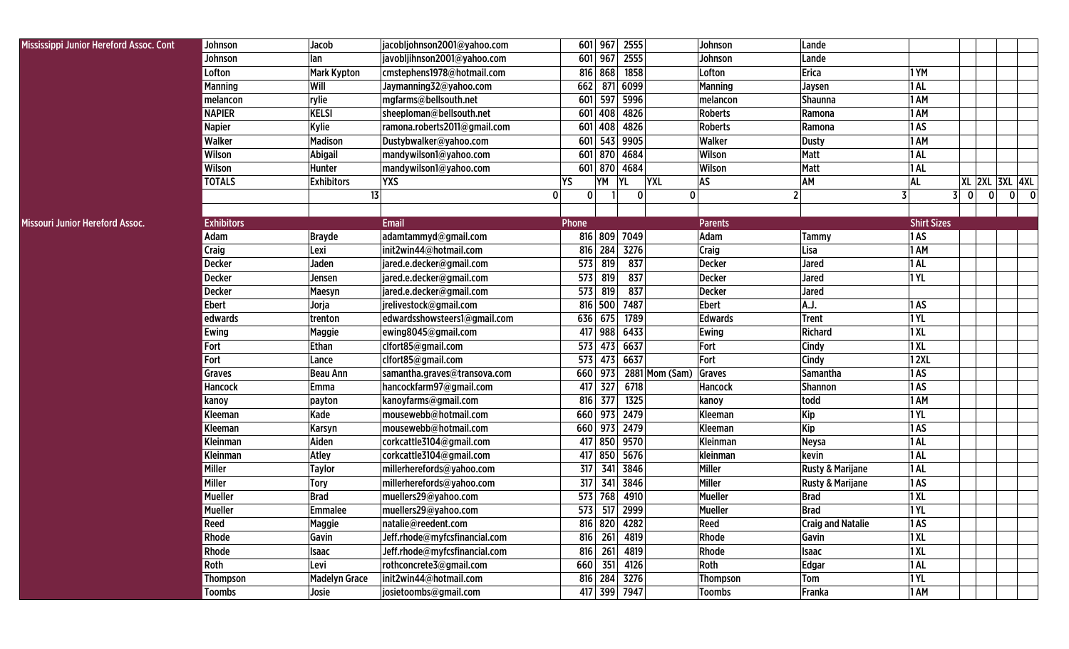| Mississippi Junior Hereford Assoc. Cont | Johnson | Jacob | jacobljohnson2001@yahoo.com | 601 | 967 | 2555 | | Johnson | Lande | | | | | |
|---|---|---|---|---|---|---|---|---|---|---|---|---|---|---|
| | Johnson | Ian | javobljihnson2001@yahoo.com | 601 | 967 | 2555 | | Johnson | Lande | | | | | |
| | Lofton | Mark Kypton | cmstephens1978@hotmail.com | 816 | 868 | 1858 | | Lofton | Erica | 1 YM | | | | |
| | Manning | Will | Jaymanning32@yahoo.com | 662 | 871 | 6099 | | Manning | Jaysen | 1 AL | | | | |
| | melancon | rylie | mgfarms@bellsouth.net | 601 | 597 | 5996 | | melancon | Shaunna | 1 AM | | | | |
| | NAPIER | KELSI | sheeploman@bellsouth.net | 601 | 408 | 4826 | | Roberts | Ramona | 1 AM | | | | |
| | Napier | Kylie | ramona.roberts2011@gmail.com | 601 | 408 | 4826 | | Roberts | Ramona | 1 AS | | | | |
| | Walker | Madison | Dustybwalker@yahoo.com | 601 | 543 | 9905 | | Walker | Dusty | 1 AM | | | | |
| | Wilson | Abigail | mandywilson1@yahoo.com | 601 | 870 | 4684 | | Wilson | Matt | 1 AL | | | | |
| | Wilson | Hunter | mandywilson1@yahoo.com | 601 | 870 | 4684 | | Wilson | Matt | 1 AL | | | | |
| | TOTALS | Exhibitors | YXS | YS | YM | YL | YXL | AS | AM | AL | XL | 2XL | 3XL | 4XL |
| | | 13 | 0 | 0 | 1 | 0 | 0 | 2 | 3 | 3 | 0 | 0 | 0 | 0 |
| | | | | | | | | | | | | | | |
| Missouri Junior Hereford Assoc. | Exhibitors | | Email | Phone | | | | Parents | | Shirt Sizes | | | | |
| | Adam | Brayde | adamtammyd@gmail.com | 816 | 809 | 7049 | | Adam | Tammy | 1 AS | | | | |
| | Craig | Lexi | init2win44@hotmail.com | 816 | 284 | 3276 | | Craig | Lisa | 1 AM | | | | |
| | Decker | Jaden | jared.e.decker@gmail.com | 573 | 819 | 837 | | Decker | Jared | 1 AL | | | | |
| | Decker | Jensen | jared.e.decker@gmail.com | 573 | 819 | 837 | | Decker | Jared | 1 YL | | | | |
| | Decker | Maesyn | jared.e.decker@gmail.com | 573 | 819 | 837 | | Decker | Jared | | | | | |
| | Ebert | Jorja | jrelivestock@gmail.com | 816 | 500 | 7487 | | Ebert | A.J. | 1 AS | | | | |
| | edwards | trenton | edwardsshowsteers1@gmail.com | 636 | 675 | 1789 | | Edwards | Trent | 1 YL | | | | |
| | Ewing | Maggie | ewing8045@gmail.com | 417 | 988 | 6433 | | Ewing | Richard | 1 XL | | | | |
| | Fort | Ethan | clfort85@gmail.com | 573 | 473 | 6637 | | Fort | Cindy | 1 XL | | | | |
| | Fort | Lance | clfort85@gmail.com | 573 | 473 | 6637 | | Fort | Cindy | 1 2XL | | | | |
| | Graves | Beau Ann | samantha.graves@transova.com | 660 | 973 | 2881 | Mom (Sam) | Graves | Samantha | 1 AS | | | | |
| | Hancock | Emma | hancockfarm97@gmail.com | 417 | 327 | 6718 | | Hancock | Shannon | 1 AS | | | | |
| | kanoy | payton | kanoyfarms@gmail.com | 816 | 377 | 1325 | | kanoy | todd | 1 AM | | | | |
| | Kleeman | Kade | mousewebb@hotmail.com | 660 | 973 | 2479 | | Kleeman | Kip | 1 YL | | | | |
| | Kleeman | Karsyn | mousewebb@hotmail.com | 660 | 973 | 2479 | | Kleeman | Kip | 1 AS | | | | |
| | Kleinman | Aiden | corkcattle3104@gmail.com | 417 | 850 | 9570 | | Kleinman | Neysa | 1 AL | | | | |
| | Kleinman | Atley | corkcattle3104@gmail.com | 417 | 850 | 5676 | | kleinman | kevin | 1 AL | | | | |
| | Miller | Taylor | millerherefords@yahoo.com | 317 | 341 | 3846 | | Miller | Rusty & Marijane | 1 AL | | | | |
| | Miller | Tory | millerherefords@yahoo.com | 317 | 341 | 3846 | | Miller | Rusty & Marijane | 1 AS | | | | |
| | Mueller | Brad | muellers29@yahoo.com | 573 | 768 | 4910 | | Mueller | Brad | 1 XL | | | | |
| | Mueller | Emmalee | muellers29@yahoo.com | 573 | 517 | 2999 | | Mueller | Brad | 1 YL | | | | |
| | Reed | Maggie | natalie@reedent.com | 816 | 820 | 4282 | | Reed | Craig and Natalie | 1 AS | | | | |
| | Rhode | Gavin | Jeff.rhode@myfcsfinancial.com | 816 | 261 | 4819 | | Rhode | Gavin | 1 XL | | | | |
| | Rhode | Isaac | Jeff.rhode@myfcsfinancial.com | 816 | 261 | 4819 | | Rhode | Isaac | 1 XL | | | | |
| | Roth | Levi | rothconcrete3@gmail.com | 660 | 351 | 4126 | | Roth | Edgar | 1 AL | | | | |
| | Thompson | Madelyn Grace | init2win44@hotmail.com | 816 | 284 | 3276 | | Thompson | Tom | 1 YL | | | | |
| | Toombs | Josie | josietoombs@gmail.com | 417 | 399 | 7947 | | Toombs | Franka | 1 AM | | | | |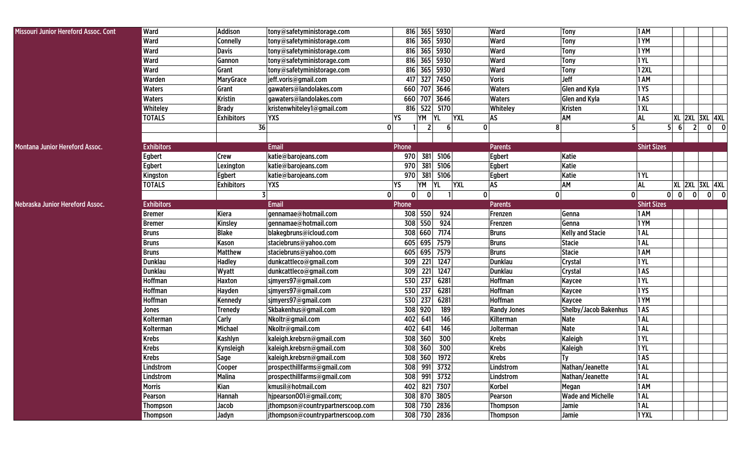| Association | Exhibitors | | Email | Phone | | | | Parents | | Shirt Sizes | | | | |
|---|---|---|---|---|---|---|---|---|---|---|---|---|---|---|
| Missouri Junior Hereford Assoc. Cont | Ward | Addison | tony@safetyministorage.com | 816 | 365 | 5930 | | Ward | Tony | 1 AM | | | | |
| | Ward | Connelly | tony@safetyministorage.com | 816 | 365 | 5930 | | Ward | Tony | 1 YM | | | | |
| | Ward | Davis | tony@safetyministorage.com | 816 | 365 | 5930 | | Ward | Tony | 1 YM | | | | |
| | Ward | Gannon | tony@safetyministorage.com | 816 | 365 | 5930 | | Ward | Tony | 1 YL | | | | |
| | Ward | Grant | tony@safetyministorage.com | 816 | 365 | 5930 | | Ward | Tony | 1 2XL | | | | |
| | Warden | MaryGrace | jeff.voris@gmail.com | 417 | 327 | 7450 | | Voris | Jeff | 1 AM | | | | |
| | Waters | Grant | gawaters@landolakes.com | 660 | 707 | 3646 | | Waters | Glen and Kyla | 1 YS | | | | |
| | Waters | Kristin | gawaters@landolakes.com | 660 | 707 | 3646 | | Waters | Glen and Kyla | 1 AS | | | | |
| | Whiteley | Brady | kristenwhiteley1@gmail.com | 816 | 522 | 5170 | | Whiteley | Kristen | 1 XL | | | | |
| | TOTALS | Exhibitors | YXS | YS | YM | YL | YXL | AS | AM | AL | XL | 2XL | 3XL | 4XL |
| | | 36 | 0 | 1 | 2 | 6 | 0 | 8 | 5 | 5 | 6 | 2 | 0 | 0 |
| | | | | | | | | | | | | | | |
| Montana Junior Hereford Assoc. | Exhibitors | | Email | Phone | | | | Parents | | Shirt Sizes | | | | |
| | Egbert | Crew | katie@barojeans.com | 970 | 381 | 5106 | | Egbert | Katie | | | | | |
| | Egbert | Lexington | katie@barojeans.com | 970 | 381 | 5106 | | Egbert | Katie | | | | | |
| | Kingston | Egbert | katie@barojeans.com | 970 | 381 | 5106 | | Egbert | Katie | 1 YL | | | | |
| | TOTALS | Exhibitors | YXS | YS | YM | YL | YXL | AS | AM | AL | XL | 2XL | 3XL | 4XL |
| | | 3 | 0 | 0 | 0 | 1 | 0 | 0 | 0 | 0 | 0 | 0 | 0 | 0 |
| Nebraska Junior Hereford Assoc. | Exhibitors | | Email | Phone | | | | Parents | | Shirt Sizes | | | | |
| | Bremer | Kiera | gennamae@hotmail.com | 308 | 550 | 924 | | Frenzen | Genna | 1 AM | | | | |
| | Bremer | Kinsley | gennamae@hotmail.com | 308 | 550 | 924 | | Frenzen | Genna | 1 YM | | | | |
| | Bruns | Blake | blakegbruns@icloud.com | 308 | 660 | 7174 | | Bruns | Kelly and Stacie | 1 AL | | | | |
| | Bruns | Kason | staciebruns@yahoo.com | 605 | 695 | 7579 | | Bruns | Stacie | 1 AL | | | | |
| | Bruns | Matthew | staciebruns@yahoo.com | 605 | 695 | 7579 | | Bruns | Stacie | 1 AM | | | | |
| | Dunklau | Hadley | dunkcattleco@gmail.com | 309 | 221 | 1247 | | Dunklau | Crystal | 1 YL | | | | |
| | Dunklau | Wyatt | dunkcattleco@gmail.com | 309 | 221 | 1247 | | Dunklau | Crystal | 1 AS | | | | |
| | Hoffman | Haxton | sjmyers97@gmail.com | 530 | 237 | 6281 | | Hoffman | Kaycee | 1 YL | | | | |
| | Hoffman | Hayden | sjmyers97@gmail.com | 530 | 237 | 6281 | | Hoffman | Kaycee | 1 YS | | | | |
| | Hoffman | Kennedy | sjmyers97@gmail.com | 530 | 237 | 6281 | | Hoffman | Kaycee | 1 YM | | | | |
| | Jones | Trenedy | Skbakenhus@gmail.com | 308 | 920 | 189 | | Randy Jones | Shelby/Jacob Bakenhus | 1 AS | | | | |
| | Kolterman | Carly | Nkoltr@gmail.com | 402 | 641 | 146 | | Kilterman | Nate | 1 AL | | | | |
| | Kolterman | Michael | Nkoltr@gmail.com | 402 | 641 | 146 | | Jolterman | Nate | 1 AL | | | | |
| | Krebs | Kashlyn | kaleigh.krebsrn@gmail.com | 308 | 360 | 300 | | Krebs | Kaleigh | 1 YL | | | | |
| | Krebs | Kynsleigh | kaleigh.krebsrn@gmail.com | 308 | 360 | 300 | | Krebs | Kaleigh | 1 YL | | | | |
| | Krebs | Sage | kaleigh.krebsrn@gmail.com | 308 | 360 | 1972 | | Krebs | Ty | 1 AS | | | | |
| | Lindstrom | Cooper | prospecthillfarms@gmail.com | 308 | 991 | 3732 | | Lindstrom | Nathan/Jeanette | 1 AL | | | | |
| | Lindstrom | Malina | prospecthillfarms@gmail.com | 308 | 991 | 3732 | | Lindstrom | Nathan/Jeanette | 1 AL | | | | |
| | Morris | Kian | kmusil@hotmail.com | 402 | 821 | 7307 | | Korbel | Megan | 1 AM | | | | |
| | Pearson | Hannah | hjpearson001@gmail.com; | 308 | 870 | 3805 | | Pearson | Wade and Michelle | 1 AL | | | | |
| | Thompson | Jacob | jthompson@countrypartnerscoop.com | 308 | 730 | 2836 | | Thompson | Jamie | 1 AL | | | | |
| | Thompson | Jadyn | jthompson@countrypartnerscoop.com | 308 | 730 | 2836 | | Thompson | Jamie | 1 YXL | | | | |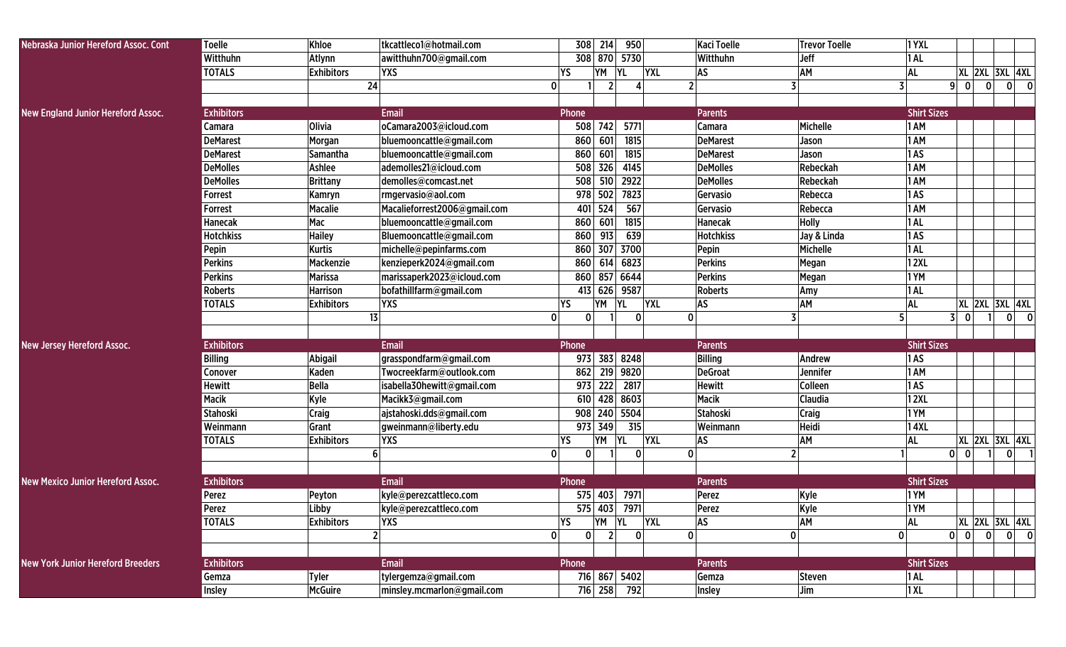| | | | | | | | | | | | | | | |
|---|---|---|---|---|---|---|---|---|---|---|---|---|---|---|
| Nebraska Junior Hereford Assoc. Cont | Toelle | Khloe | tkcattleco1@hotmail.com | 308 | 214 | 950 | | Kaci Toelle | Trevor Toelle | 1 YXL | | | | |
| | Witthuhn | Atlynn | awitthuhn700@gmail.com | 308 | 870 | 5730 | | Witthuhn | Jeff | 1 AL | | | | |
| | TOTALS | Exhibitors | YXS | YS | YM | YL | YXL | AS | AM | AL | XL | 2XL | 3XL | 4XL |
| | | 24 | 0 | 1 | 2 | 4 | 2 | 3 | 3 | 9 | 0 | 0 | 0 | 0 |
| | | | | | | | | | | | | | | |
| New England Junior Hereford Assoc. | Exhibitors | | Email | Phone | | | | Parents | | Shirt Sizes | | | | |
| | Camara | Olivia | oCamara2003@icloud.com | 508 | 742 | 5771 | | Camara | Michelle | 1 AM | | | | |
| | DeMarest | Morgan | bluemooncattle@gmail.com | 860 | 601 | 1815 | | DeMarest | Jason | 1 AM | | | | |
| | DeMarest | Samantha | bluemooncattle@gmail.com | 860 | 601 | 1815 | | DeMarest | Jason | 1 AS | | | | |
| | DeMolles | Ashlee | ademolles21@icloud.com | 508 | 326 | 4145 | | DeMolles | Rebeckah | 1 AM | | | | |
| | DeMolles | Brittany | demolles@comcast.net | 508 | 510 | 2922 | | DeMolles | Rebeckah | 1 AM | | | | |
| | Forrest | Kamryn | rmgervasio@aol.com | 978 | 502 | 7823 | | Gervasio | Rebecca | 1 AS | | | | |
| | Forrest | Macalie | Macalieforrest2006@gmail.com | 401 | 524 | 567 | | Gervasio | Rebecca | 1 AM | | | | |
| | Hanecak | Mac | bluemooncattle@gmail.com | 860 | 601 | 1815 | | Hanecak | Holly | 1 AL | | | | |
| | Hotchkiss | Hailey | Bluemooncattle@gmail.com | 860 | 913 | 639 | | Hotchkiss | Jay & Linda | 1 AS | | | | |
| | Pepin | Kurtis | michelle@pepinfarms.com | 860 | 307 | 3700 | | Pepin | Michelle | 1 AL | | | | |
| | Perkins | Mackenzie | kenzieperk2024@gmail.com | 860 | 614 | 6823 | | Perkins | Megan | 1 2XL | | | | |
| | Perkins | Marissa | marissaperk2023@icloud.com | 860 | 857 | 6644 | | Perkins | Megan | 1 YM | | | | |
| | Roberts | Harrison | bofathillfarm@gmail.com | 413 | 626 | 9587 | | Roberts | Amy | 1 AL | | | | |
| | TOTALS | Exhibitors | YXS | YS | YM | YL | YXL | AS | AM | AL | XL | 2XL | 3XL | 4XL |
| | | 13 | 0 | 0 | 1 | 0 | 0 | 3 | 5 | 3 | 0 | 1 | 0 | 0 |
| | | | | | | | | | | | | | | |
| New Jersey Hereford Assoc. | Exhibitors | | Email | Phone | | | | Parents | | Shirt Sizes | | | | |
| | Billing | Abigail | grasspondfarm@gmail.com | 973 | 383 | 8248 | | Billing | Andrew | 1 AS | | | | |
| | Conover | Kaden | Twocreekfarm@outlook.com | 862 | 219 | 9820 | | DeGroat | Jennifer | 1 AM | | | | |
| | Hewitt | Bella | isabella30hewitt@gmail.com | 973 | 222 | 2817 | | Hewitt | Colleen | 1 AS | | | | |
| | Macik | Kyle | Macikk3@gmail.com | 610 | 428 | 8603 | | Macik | Claudia | 1 2XL | | | | |
| | Stahoski | Craig | ajstahoski.dds@gmail.com | 908 | 240 | 5504 | | Stahoski | Craig | 1 YM | | | | |
| | Weinmann | Grant | gweinmann@liberty.edu | 973 | 349 | 315 | | Weinmann | Heidi | 1 4XL | | | | |
| | TOTALS | Exhibitors | YXS | YS | YM | YL | YXL | AS | AM | AL | XL | 2XL | 3XL | 4XL |
| | | 6 | 0 | 0 | 1 | 0 | 0 | 2 | 1 | 0 | 0 | 1 | 0 | 1 |
| | | | | | | | | | | | | | | |
| New Mexico Junior Hereford Assoc. | Exhibitors | | Email | Phone | | | | Parents | | Shirt Sizes | | | | |
| | Perez | Peyton | kyle@perezcattleco.com | 575 | 403 | 7971 | | Perez | Kyle | 1 YM | | | | |
| | Perez | Libby | kyle@perezcattleco.com | 575 | 403 | 7971 | | Perez | Kyle | 1 YM | | | | |
| | TOTALS | Exhibitors | YXS | YS | YM | YL | YXL | AS | AM | AL | XL | 2XL | 3XL | 4XL |
| | | 2 | 0 | 0 | 2 | 0 | 0 | 0 | 0 | 0 | 0 | 0 | 0 | 0 |
| | | | | | | | | | | | | | | |
| New York Junior Hereford Breeders | Exhibitors | | Email | Phone | | | | Parents | | Shirt Sizes | | | | |
| | Gemza | Tyler | tylergemza@gmail.com | 716 | 867 | 5402 | | Gemza | Steven | 1 AL | | | | |
| | Insley | McGuire | minsley.mcmarlon@gmail.com | 716 | 258 | 792 | | Insley | Jim | 1 XL | | | | |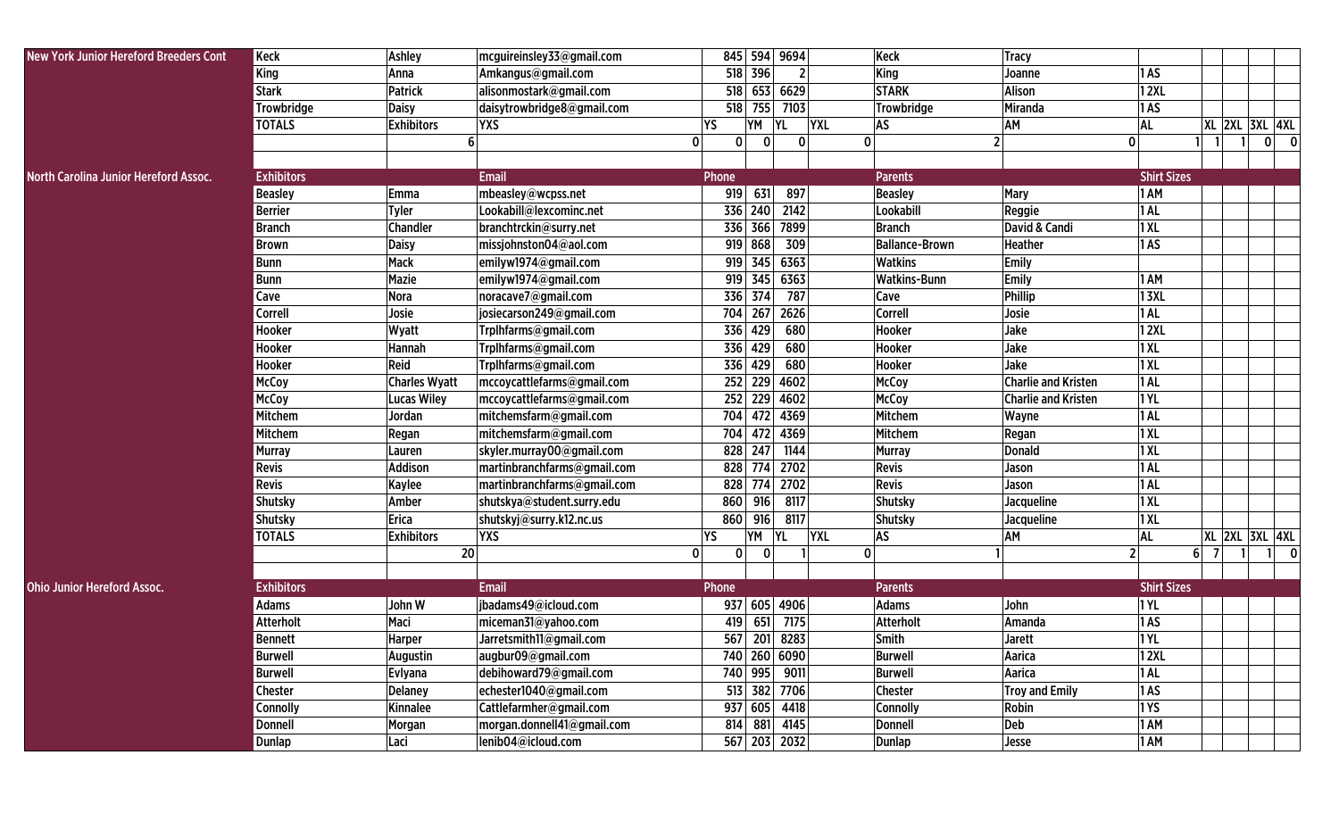| New York Junior Hereford Breeders Cont | Keck | Ashley | mcguireinsley33@gmail.com | 845 | 594 | 9694 | | Keck | Tracy | | | | | |
|---|---|---|---|---|---|---|---|---|---|---|---|---|---|---|
| | King | Anna | Amkangus@gmail.com | 518 | 396 | 2 | | King | Joanne | 1 AS | | | | |
| | Stark | Patrick | alisonmostark@gmail.com | 518 | 653 | 6629 | | STARK | Alison | 1 2XL | | | | |
| | Trowbridge | Daisy | daisytrowbridge8@gmail.com | 518 | 755 | 7103 | | Trowbridge | Miranda | 1 AS | | | | |
| | TOTALS | Exhibitors | YXS | YS | YM | YL | YXL | AS | AM | AL | XL | 2XL | 3XL | 4XL |
| | | 6 | 0 | 0 | 0 | 0 | 0 | 2 | 0 | 1 | 1 | 1 | 0 | 0 |
| | | | | | | | | | | | | | | |
| North Carolina Junior Hereford Assoc. | Exhibitors | | Email | Phone | | | | Parents | | Shirt Sizes | | | | |
| | Beasley | Emma | mbeasley@wcpss.net | 919 | 631 | 897 | | Beasley | Mary | 1 AM | | | | |
| | Berrier | Tyler | Lookabill@lexcominc.net | 336 | 240 | 2142 | | Lookabill | Reggie | 1 AL | | | | |
| | Branch | Chandler | branchtrckin@surry.net | 336 | 366 | 7899 | | Branch | David & Candi | 1 XL | | | | |
| | Brown | Daisy | missjohnston04@aol.com | 919 | 868 | 309 | | Ballance-Brown | Heather | 1 AS | | | | |
| | Bunn | Mack | emilyw1974@gmail.com | 919 | 345 | 6363 | | Watkins | Emily | | | | | |
| | Bunn | Mazie | emilyw1974@gmail.com | 919 | 345 | 6363 | | Watkins-Bunn | Emily | 1 AM | | | | |
| | Cave | Nora | noracave7@gmail.com | 336 | 374 | 787 | | Cave | Phillip | 1 3XL | | | | |
| | Correll | Josie | josiecarson249@gmail.com | 704 | 267 | 2626 | | Correll | Josie | 1 AL | | | | |
| | Hooker | Wyatt | Trplhfarms@gmail.com | 336 | 429 | 680 | | Hooker | Jake | 1 2XL | | | | |
| | Hooker | Hannah | Trplhfarms@gmail.com | 336 | 429 | 680 | | Hooker | Jake | 1 XL | | | | |
| | Hooker | Reid | Trplhfarms@gmail.com | 336 | 429 | 680 | | Hooker | Jake | 1 XL | | | | |
| | McCoy | Charles Wyatt | mccoycattlefarms@gmail.com | 252 | 229 | 4602 | | McCoy | Charlie and Kristen | 1 AL | | | | |
| | McCoy | Lucas Wiley | mccoycattlefarms@gmail.com | 252 | 229 | 4602 | | McCoy | Charlie and Kristen | 1 YL | | | | |
| | Mitchem | Jordan | mitchemsfarm@gmail.com | 704 | 472 | 4369 | | Mitchem | Wayne | 1 AL | | | | |
| | Mitchem | Regan | mitchemsfarm@gmail.com | 704 | 472 | 4369 | | Mitchem | Regan | 1 XL | | | | |
| | Murray | Lauren | skyler.murray00@gmail.com | 828 | 247 | 1144 | | Murray | Donald | 1 XL | | | | |
| | Revis | Addison | martinbranchfarms@gmail.com | 828 | 774 | 2702 | | Revis | Jason | 1 AL | | | | |
| | Revis | Kaylee | martinbranchfarms@gmail.com | 828 | 774 | 2702 | | Revis | Jason | 1 AL | | | | |
| | Shutsky | Amber | shutskya@student.surry.edu | 860 | 916 | 8117 | | Shutsky | Jacqueline | 1 XL | | | | |
| | Shutsky | Erica | shutskyj@surry.k12.nc.us | 860 | 916 | 8117 | | Shutsky | Jacqueline | 1 XL | | | | |
| | TOTALS | Exhibitors | YXS | YS | YM | YL | YXL | AS | AM | AL | XL | 2XL | 3XL | 4XL |
| | | 20 | 0 | 0 | 0 | 1 | 0 | 1 | 2 | 6 | 7 | 1 | 1 | 0 |
| | | | | | | | | | | | | | | |
| Ohio Junior Hereford Assoc. | Exhibitors | | Email | Phone | | | | Parents | | Shirt Sizes | | | | |
| | Adams | John W | jbadams49@icloud.com | 937 | 605 | 4906 | | Adams | John | 1 YL | | | | |
| | Atterholt | Maci | miceman31@yahoo.com | 419 | 651 | 7175 | | Atterholt | Amanda | 1 AS | | | | |
| | Bennett | Harper | Jarretsmith11@gmail.com | 567 | 201 | 8283 | | Smith | Jarett | 1 YL | | | | |
| | Burwell | Augustin | augbur09@gmail.com | 740 | 260 | 6090 | | Burwell | Aarica | 1 2XL | | | | |
| | Burwell | Evlyana | debihoward79@gmail.com | 740 | 995 | 9011 | | Burwell | Aarica | 1 AL | | | | |
| | Chester | Delaney | echester1040@gmail.com | 513 | 382 | 7706 | | Chester | Troy and Emily | 1 AS | | | | |
| | Connolly | Kinnalee | Cattlefarmher@gmail.com | 937 | 605 | 4418 | | Connolly | Robin | 1 YS | | | | |
| | Donnell | Morgan | morgan.donnell41@gmail.com | 814 | 881 | 4145 | | Donnell | Deb | 1 AM | | | | |
| | Dunlap | Laci | lenib04@icloud.com | 567 | 203 | 2032 | | Dunlap | Jesse | 1 AM | | | | |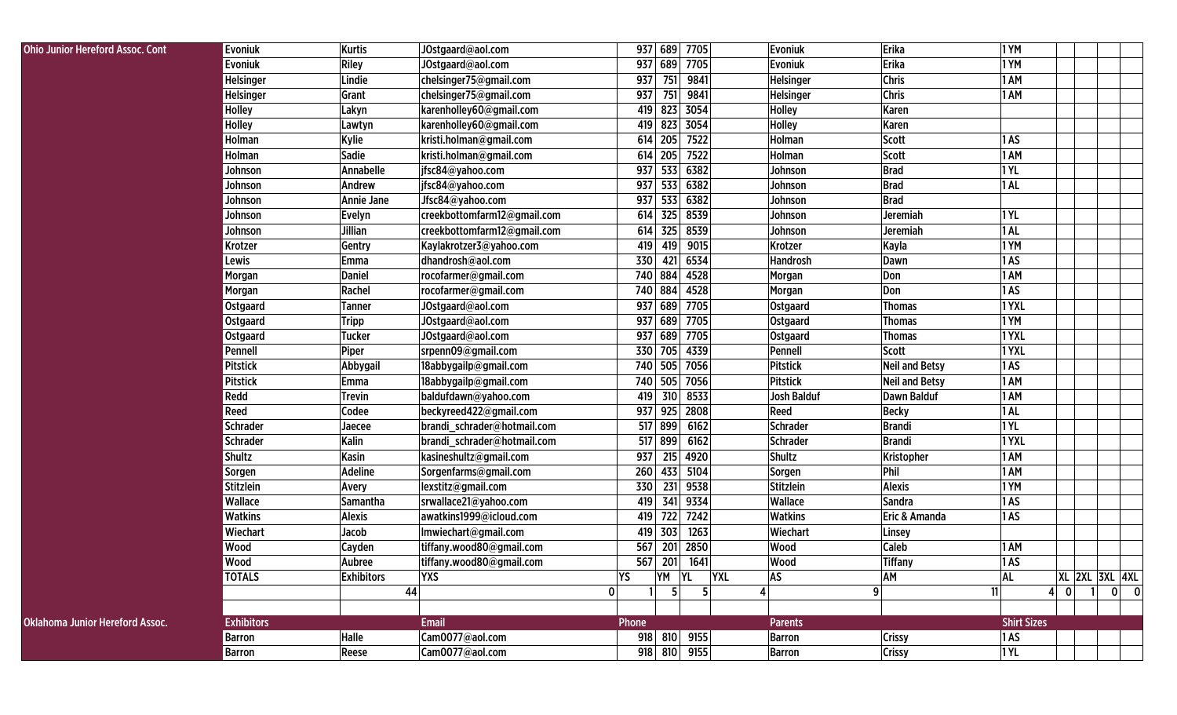| | | | | | | | | | | | | | | |
|---|---|---|---|---|---|---|---|---|---|---|---|---|---|---|
| Ohio Junior Hereford Assoc. Cont | Evoniuk | Kurtis | JOstgaard@aol.com | 937 | 689 | 7705 | | Evoniuk | Erika | 1 YM | | | | |
| | Evoniuk | Riley | JOstgaard@aol.com | 937 | 689 | 7705 | | Evoniuk | Erika | 1 YM | | | | |
| | Helsinger | Lindie | chelsinger75@gmail.com | 937 | 751 | 9841 | | Helsinger | Chris | 1 AM | | | | |
| | Helsinger | Grant | chelsinger75@gmail.com | 937 | 751 | 9841 | | Helsinger | Chris | 1 AM | | | | |
| | Holley | Lakyn | karenholley60@gmail.com | 419 | 823 | 3054 | | Holley | Karen | | | | | |
| | Holley | Lawtyn | karenholley60@gmail.com | 419 | 823 | 3054 | | Holley | Karen | | | | | |
| | Holman | Kylie | kristi.holman@gmail.com | 614 | 205 | 7522 | | Holman | Scott | 1 AS | | | | |
| | Holman | Sadie | kristi.holman@gmail.com | 614 | 205 | 7522 | | Holman | Scott | 1 AM | | | | |
| | Johnson | Annabelle | jfsc84@yahoo.com | 937 | 533 | 6382 | | Johnson | Brad | 1 YL | | | | |
| | Johnson | Andrew | jfsc84@yahoo.com | 937 | 533 | 6382 | | Johnson | Brad | 1 AL | | | | |
| | Johnson | Annie Jane | Jfsc84@yahoo.com | 937 | 533 | 6382 | | Johnson | Brad | | | | | |
| | Johnson | Evelyn | creekbottomfarm12@gmail.com | 614 | 325 | 8539 | | Johnson | Jeremiah | 1 YL | | | | |
| | Johnson | Jillian | creekbottomfarm12@gmail.com | 614 | 325 | 8539 | | Johnson | Jeremiah | 1 AL | | | | |
| | Krotzer | Gentry | Kaylakrotzer3@yahoo.com | 419 | 419 | 9015 | | Krotzer | Kayla | 1 YM | | | | |
| | Lewis | Emma | dhandrosh@aol.com | 330 | 421 | 6534 | | Handrosh | Dawn | 1 AS | | | | |
| | Morgan | Daniel | rocofarmer@gmail.com | 740 | 884 | 4528 | | Morgan | Don | 1 AM | | | | |
| | Morgan | Rachel | rocofarmer@gmail.com | 740 | 884 | 4528 | | Morgan | Don | 1 AS | | | | |
| | Ostgaard | Tanner | JOstgaard@aol.com | 937 | 689 | 7705 | | Ostgaard | Thomas | 1 YXL | | | | |
| | Ostgaard | Tripp | JOstgaard@aol.com | 937 | 689 | 7705 | | Ostgaard | Thomas | 1 YM | | | | |
| | Ostgaard | Tucker | JOstgaard@aol.com | 937 | 689 | 7705 | | Ostgaard | Thomas | 1 YXL | | | | |
| | Pennell | Piper | srpenn09@gmail.com | 330 | 705 | 4339 | | Pennell | Scott | 1 YXL | | | | |
| | Pitstick | Abbygail | 18abbygailp@gmail.com | 740 | 505 | 7056 | | Pitstick | Neil and Betsy | 1 AS | | | | |
| | Pitstick | Emma | 18abbygailp@gmail.com | 740 | 505 | 7056 | | Pitstick | Neil and Betsy | 1 AM | | | | |
| | Redd | Trevin | baldufdawn@yahoo.com | 419 | 310 | 8533 | | Josh Balduf | Dawn Balduf | 1 AM | | | | |
| | Reed | Codee | beckyreed422@gmail.com | 937 | 925 | 2808 | | Reed | Becky | 1 AL | | | | |
| | Schrader | Jaecee | brandi_schrader@hotmail.com | 517 | 899 | 6162 | | Schrader | Brandi | 1 YL | | | | |
| | Schrader | Kalin | brandi_schrader@hotmail.com | 517 | 899 | 6162 | | Schrader | Brandi | 1 YXL | | | | |
| | Shultz | Kasin | kasineshultz@gmail.com | 937 | 215 | 4920 | | Shultz | Kristopher | 1 AM | | | | |
| | Sorgen | Adeline | Sorgenfarms@gmail.com | 260 | 433 | 5104 | | Sorgen | Phil | 1 AM | | | | |
| | Stitzlein | Avery | lexstitz@gmail.com | 330 | 231 | 9538 | | Stitzlein | Alexis | 1 YM | | | | |
| | Wallace | Samantha | srwallace21@yahoo.com | 419 | 341 | 9334 | | Wallace | Sandra | 1 AS | | | | |
| | Watkins | Alexis | awatkins1999@icloud.com | 419 | 722 | 7242 | | Watkins | Eric & Amanda | 1 AS | | | | |
| | Wiechart | Jacob | lmwiechart@gmail.com | 419 | 303 | 1263 | | Wiechart | Linsey | | | | | |
| | Wood | Cayden | tiffany.wood80@gmail.com | 567 | 201 | 2850 | | Wood | Caleb | 1 AM | | | | |
| | Wood | Aubree | tiffany.wood80@gmail.com | 567 | 201 | 1641 | | Wood | Tiffany | 1 AS | | | | |
| | TOTALS | Exhibitors | YXS | YS | YM | YL | YXL | AS | AM | AL | XL | 2XL | 3XL | 4XL |
| | | 44 | 0 | 1 | 5 | 5 | 4 | 9 | 11 | 4 | 0 | 1 | 0 | 0 |
| | | | | | | | | | | | | | | |
| Oklahoma Junior Hereford Assoc. | Exhibitors | | Email | Phone | | | | Parents | | Shirt Sizes | | | | |
| | Barron | Halle | Cam0077@aol.com | 918 | 810 | 9155 | | Barron | Crissy | 1 AS | | | | |
| | Barron | Reese | Cam0077@aol.com | 918 | 810 | 9155 | | Barron | Crissy | 1 YL | | | | |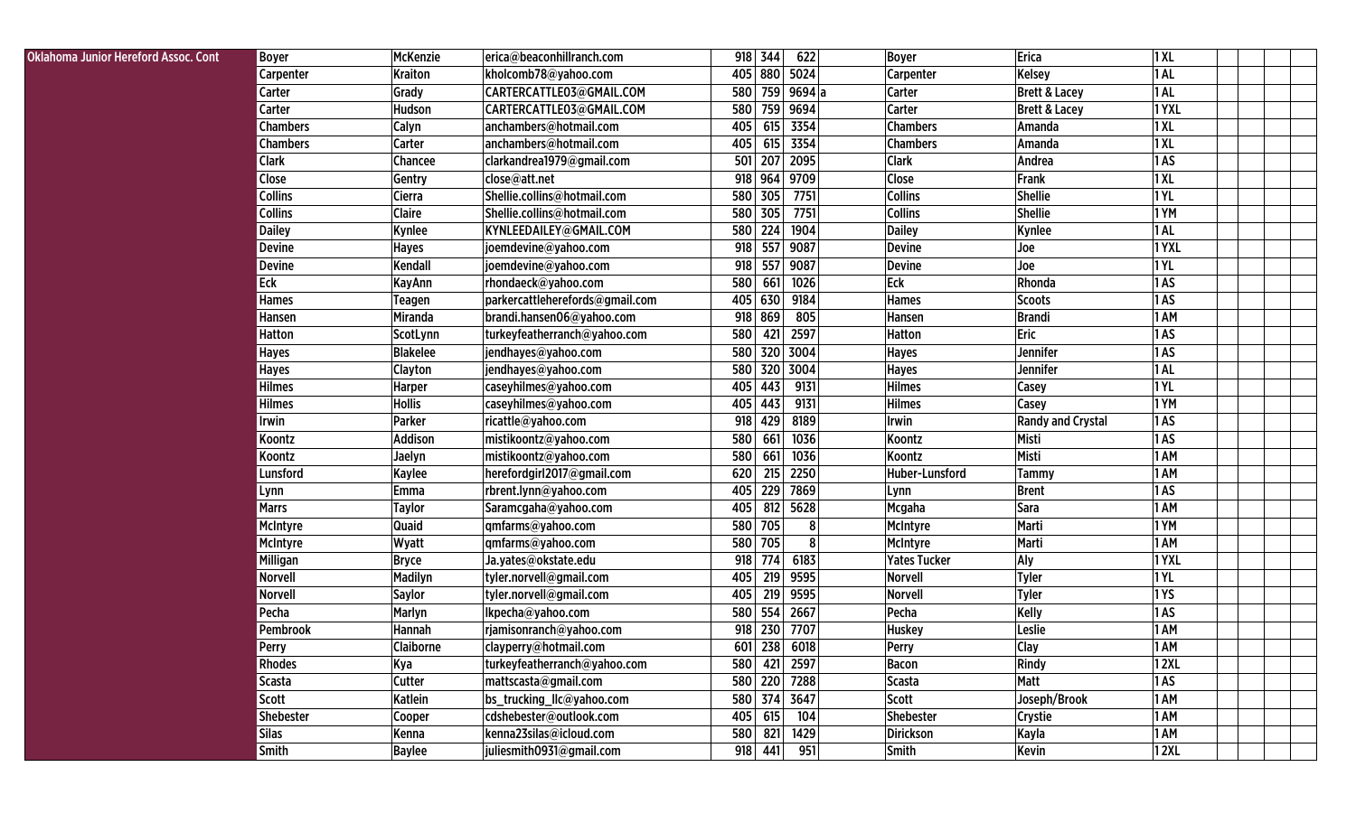| Oklahoma Junior Hereford Assoc. Cont | Boyer | McKenzie | erica@beaconhillranch.com | 918 | 344 | 622 | Boyer | Erica | 1 XL | | | |
|---|---|---|---|---|---|---|---|---|---|---|---|---|
| | Carpenter | Kraiton | kholcomb78@yahoo.com | 405 | 880 | 5024 | Carpenter | Kelsey | 1 AL | | | |
| | Carter | Grady | CARTERCATTLE03@GMAIL.COM | 580 | 759 | 9694 a | Carter | Brett & Lacey | 1 AL | | | |
| | Carter | Hudson | CARTERCATTLE03@GMAIL.COM | 580 | 759 | 9694 | Carter | Brett & Lacey | 1 YXL | | | |
| | Chambers | Calyn | anchambers@hotmail.com | 405 | 615 | 3354 | Chambers | Amanda | 1 XL | | | |
| | Chambers | Carter | anchambers@hotmail.com | 405 | 615 | 3354 | Chambers | Amanda | 1 XL | | | |
| | Clark | Chancee | clarkandrea1979@gmail.com | 501 | 207 | 2095 | Clark | Andrea | 1 AS | | | |
| | Close | Gentry | close@att.net | 918 | 964 | 9709 | Close | Frank | 1 XL | | | |
| | Collins | Cierra | Shellie.collins@hotmail.com | 580 | 305 | 7751 | Collins | Shellie | 1 YL | | | |
| | Collins | Claire | Shellie.collins@hotmail.com | 580 | 305 | 7751 | Collins | Shellie | 1 YM | | | |
| | Dailey | Kynlee | KYNLEEDAILEY@GMAIL.COM | 580 | 224 | 1904 | Dailey | Kynlee | 1 AL | | | |
| | Devine | Hayes | joemdevine@yahoo.com | 918 | 557 | 9087 | Devine | Joe | 1 YXL | | | |
| | Devine | Kendall | joemdevine@yahoo.com | 918 | 557 | 9087 | Devine | Joe | 1 YL | | | |
| | Eck | KayAnn | rhondaeck@yahoo.com | 580 | 661 | 1026 | Eck | Rhonda | 1 AS | | | |
| | Hames | Teagen | parkercattleherefords@gmail.com | 405 | 630 | 9184 | Hames | Scoots | 1 AS | | | |
| | Hansen | Miranda | brandi.hansen06@yahoo.com | 918 | 869 | 805 | Hansen | Brandi | 1 AM | | | |
| | Hatton | ScotLynn | turkeyfeatherranch@yahoo.com | 580 | 421 | 2597 | Hatton | Eric | 1 AS | | | |
| | Hayes | Blakelee | jendhayes@yahoo.com | 580 | 320 | 3004 | Hayes | Jennifer | 1 AS | | | |
| | Hayes | Clayton | jendhayes@yahoo.com | 580 | 320 | 3004 | Hayes | Jennifer | 1 AL | | | |
| | Hilmes | Harper | caseyhilmes@yahoo.com | 405 | 443 | 9131 | Hilmes | Casey | 1 YL | | | |
| | Hilmes | Hollis | caseyhilmes@yahoo.com | 405 | 443 | 9131 | Hilmes | Casey | 1 YM | | | |
| | Irwin | Parker | ricattle@yahoo.com | 918 | 429 | 8189 | Irwin | Randy and Crystal | 1 AS | | | |
| | Koontz | Addison | mistikoontz@yahoo.com | 580 | 661 | 1036 | Koontz | Misti | 1 AS | | | |
| | Koontz | Jaelyn | mistikoontz@yahoo.com | 580 | 661 | 1036 | Koontz | Misti | 1 AM | | | |
| | Lunsford | Kaylee | herefordgirl2017@gmail.com | 620 | 215 | 2250 | Huber-Lunsford | Tammy | 1 AM | | | |
| | Lynn | Emma | rbrent.lynn@yahoo.com | 405 | 229 | 7869 | Lynn | Brent | 1 AS | | | |
| | Marrs | Taylor | Saramcgaha@yahoo.com | 405 | 812 | 5628 | Mcgaha | Sara | 1 AM | | | |
| | McIntyre | Quaid | qmfarms@yahoo.com | 580 | 705 | 8 | McIntyre | Marti | 1 YM | | | |
| | McIntyre | Wyatt | qmfarms@yahoo.com | 580 | 705 | 8 | McIntyre | Marti | 1 AM | | | |
| | Milligan | Bryce | Ja.yates@okstate.edu | 918 | 774 | 6183 | Yates Tucker | Aly | 1 YXL | | | |
| | Norvell | Madilyn | tyler.norvell@gmail.com | 405 | 219 | 9595 | Norvell | Tyler | 1 YL | | | |
| | Norvell | Saylor | tyler.norvell@gmail.com | 405 | 219 | 9595 | Norvell | Tyler | 1 YS | | | |
| | Pecha | Marlyn | lkpecha@yahoo.com | 580 | 554 | 2667 | Pecha | Kelly | 1 AS | | | |
| | Pembrook | Hannah | rjamisonranch@yahoo.com | 918 | 230 | 7707 | Huskey | Leslie | 1 AM | | | |
| | Perry | Claiborne | clayperry@hotmail.com | 601 | 238 | 6018 | Perry | Clay | 1 AM | | | |
| | Rhodes | Kya | turkeyfeatherranch@yahoo.com | 580 | 421 | 2597 | Bacon | Rindy | 1 2XL | | | |
| | Scasta | Cutter | mattscasta@gmail.com | 580 | 220 | 7288 | Scasta | Matt | 1 AS | | | |
| | Scott | Katlein | bs_trucking_llc@yahoo.com | 580 | 374 | 3647 | Scott | Joseph/Brook | 1 AM | | | |
| | Shebester | Cooper | cdshebester@outlook.com | 405 | 615 | 104 | Shebester | Crystie | 1 AM | | | |
| | Silas | Kenna | kenna23silas@icloud.com | 580 | 821 | 1429 | Dirickson | Kayla | 1 AM | | | |
| | Smith | Baylee | juliesmith0931@gmail.com | 918 | 441 | 951 | Smith | Kevin | 1 2XL | | | |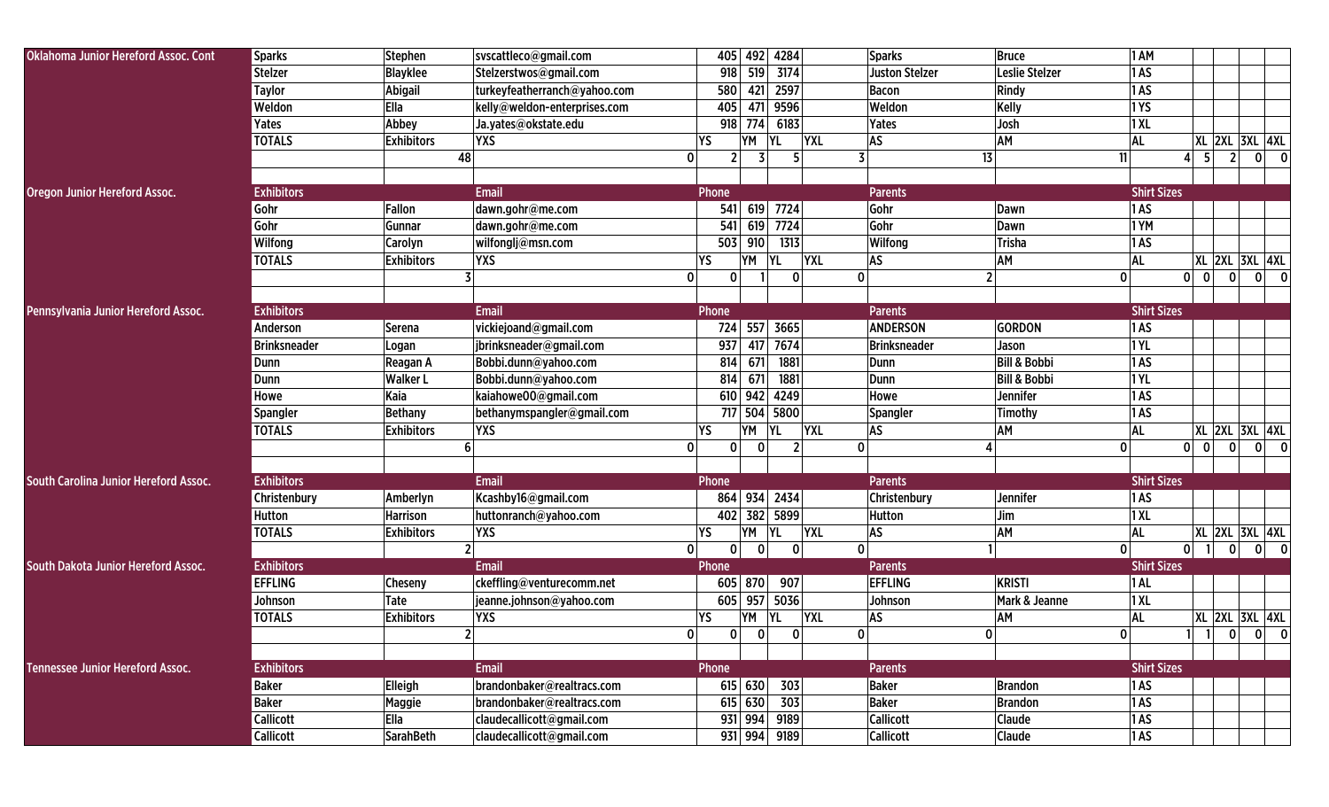| | Exhibitors | | Email | Phone | | | | Parents | | Shirt Sizes | | | | |
|---|---|---|---|---|---|---|---|---|---|---|---|---|---|---|
| Oklahoma Junior Hereford Assoc. Cont | Sparks | Stephen | svscattleco@gmail.com | 405 | 492 | 4284 | | Sparks | Bruce | 1 AM | | | | |
| | Stelzer | Blayklee | Stelzerstwos@gmail.com | 918 | 519 | 3174 | | Juston Stelzer | Leslie Stelzer | 1 AS | | | | |
| | Taylor | Abigail | turkeyfeatherranch@yahoo.com | 580 | 421 | 2597 | | Bacon | Rindy | 1 AS | | | | |
| | Weldon | Ella | kelly@weldon-enterprises.com | 405 | 471 | 9596 | | Weldon | Kelly | 1 YS | | | | |
| | Yates | Abbey | Ja.yates@okstate.edu | 918 | 774 | 6183 | | Yates | Josh | 1 XL | | | | |
| | TOTALS | Exhibitors | YXS | YS | YM | YL | YXL | AS | AM | AL | XL | 2XL | 3XL | 4XL |
| | | 48 | 0 | 2 | 3 | 5 | 3 | 13 | 11 | 4 | 5 | 2 | 0 | 0 |
| | | | | | | | | | | | | | | |
| Oregon Junior Hereford Assoc. | Exhibitors | | Email | Phone | | | | Parents | | Shirt Sizes | | | | |
| | Gohr | Fallon | dawn.gohr@me.com | 541 | 619 | 7724 | | Gohr | Dawn | 1 AS | | | | |
| | Gohr | Gunnar | dawn.gohr@me.com | 541 | 619 | 7724 | | Gohr | Dawn | 1 YM | | | | |
| | Wilfong | Carolyn | wilfonglj@msn.com | 503 | 910 | 1313 | | Wilfong | Trisha | 1 AS | | | | |
| | TOTALS | Exhibitors | YXS | YS | YM | YL | YXL | AS | AM | AL | XL | 2XL | 3XL | 4XL |
| | | 3 | 0 | 0 | 1 | 0 | 0 | 2 | 0 | 0 | 0 | 0 | 0 | 0 |
| | | | | | | | | | | | | | | |
| Pennsylvania Junior Hereford Assoc. | Exhibitors | | Email | Phone | | | | Parents | | Shirt Sizes | | | | |
| | Anderson | Serena | vickiejoand@gmail.com | 724 | 557 | 3665 | | ANDERSON | GORDON | 1 AS | | | | |
| | Brinksneader | Logan | jbrinksneader@gmail.com | 937 | 417 | 7674 | | Brinksneader | Jason | 1 YL | | | | |
| | Dunn | Reagan A | Bobbi.dunn@yahoo.com | 814 | 671 | 1881 | | Dunn | Bill & Bobbi | 1 AS | | | | |
| | Dunn | Walker L | Bobbi.dunn@yahoo.com | 814 | 671 | 1881 | | Dunn | Bill & Bobbi | 1 YL | | | | |
| | Howe | Kaia | kaiahowe00@gmail.com | 610 | 942 | 4249 | | Howe | Jennifer | 1 AS | | | | |
| | Spangler | Bethany | bethanymspangler@gmail.com | 717 | 504 | 5800 | | Spangler | Timothy | 1 AS | | | | |
| | TOTALS | Exhibitors | YXS | YS | YM | YL | YXL | AS | AM | AL | XL | 2XL | 3XL | 4XL |
| | | 6 | 0 | 0 | 0 | 2 | 0 | 4 | 0 | 0 | 0 | 0 | 0 | 0 |
| | | | | | | | | | | | | | | |
| South Carolina Junior Hereford Assoc. | Exhibitors | | Email | Phone | | | | Parents | | Shirt Sizes | | | | |
| | Christenbury | Amberlyn | Kcashby16@gmail.com | 864 | 934 | 2434 | | Christenbury | Jennifer | 1 AS | | | | |
| | Hutton | Harrison | huttonranch@yahoo.com | 402 | 382 | 5899 | | Hutton | Jim | 1 XL | | | | |
| | TOTALS | Exhibitors | YXS | YS | YM | YL | YXL | AS | AM | AL | XL | 2XL | 3XL | 4XL |
| | | 2 | 0 | 0 | 0 | 0 | 0 | 1 | 0 | 0 | 1 | 0 | 0 | 0 |
| South Dakota Junior Hereford Assoc. | Exhibitors | | Email | Phone | | | | Parents | | Shirt Sizes | | | | |
| | EFFLING | Cheseny | ckeffling@venturecomm.net | 605 | 870 | 907 | | EFFLING | KRISTI | 1 AL | | | | |
| | Johnson | Tate | jeanne.johnson@yahoo.com | 605 | 957 | 5036 | | Johnson | Mark & Jeanne | 1 XL | | | | |
| | TOTALS | Exhibitors | YXS | YS | YM | YL | YXL | AS | AM | AL | XL | 2XL | 3XL | 4XL |
| | | 2 | 0 | 0 | 0 | 0 | 0 | 0 | 0 | 1 | 1 | 0 | 0 | 0 |
| | | | | | | | | | | | | | | |
| Tennessee Junior Hereford Assoc. | Exhibitors | | Email | Phone | | | | Parents | | Shirt Sizes | | | | |
| | Baker | Elleigh | brandonbaker@realtracs.com | 615 | 630 | 303 | | Baker | Brandon | 1 AS | | | | |
| | Baker | Maggie | brandonbaker@realtracs.com | 615 | 630 | 303 | | Baker | Brandon | 1 AS | | | | |
| | Callicott | Ella | claudecallicott@gmail.com | 931 | 994 | 9189 | | Callicott | Claude | 1 AS | | | | |
| | Callicott | SarahBeth | claudecallicott@gmail.com | 931 | 994 | 9189 | | Callicott | Claude | 1 AS | | | | |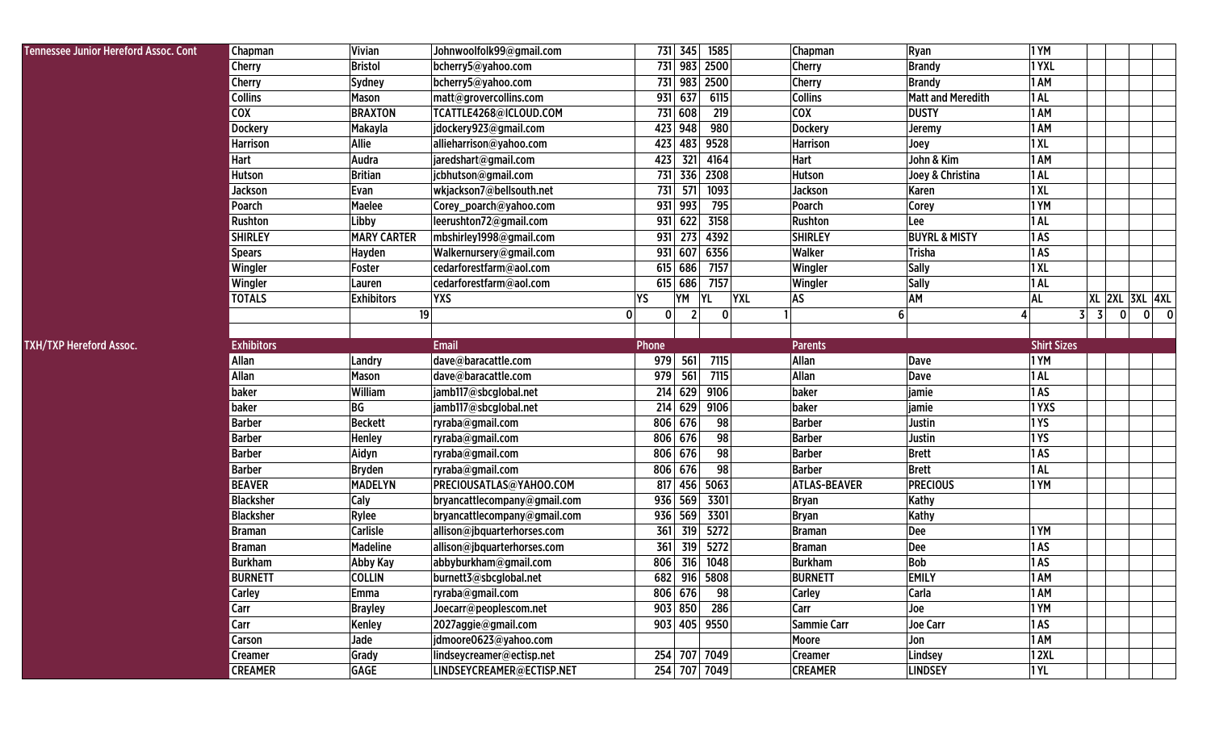| Tennessee Junior Hereford Assoc. Cont | Chapman | Vivian | Johnwoolfolk99@gmail.com | 731 | 345 | 1585 | | Chapman | Ryan | 1 YM | | | | |
|---|---|---|---|---|---|---|---|---|---|---|---|---|---|---|
| | Cherry | Bristol | bcherry5@yahoo.com | 731 | 983 | 2500 | | Cherry | Brandy | 1 YXL | | | | |
| | Cherry | Sydney | bcherry5@yahoo.com | 731 | 983 | 2500 | | Cherry | Brandy | 1 AM | | | | |
| | Collins | Mason | matt@grovercollins.com | 931 | 637 | 6115 | | Collins | Matt and Meredith | 1 AL | | | | |
| | COX | BRAXTON | TCATTLE4268@ICLOUD.COM | 731 | 608 | 219 | | COX | DUSTY | 1 AM | | | | |
| | Dockery | Makayla | jdockery923@gmail.com | 423 | 948 | 980 | | Dockery | Jeremy | 1 AM | | | | |
| | Harrison | Allie | allieharrison@yahoo.com | 423 | 483 | 9528 | | Harrison | Joey | 1 XL | | | | |
| | Hart | Audra | jaredshart@gmail.com | 423 | 321 | 4164 | | Hart | John & Kim | 1 AM | | | | |
| | Hutson | Britian | jcbhutson@gmail.com | 731 | 336 | 2308 | | Hutson | Joey & Christina | 1 AL | | | | |
| | Jackson | Evan | wkjackson7@bellsouth.net | 731 | 571 | 1093 | | Jackson | Karen | 1 XL | | | | |
| | Poarch | Maelee | Corey_poarch@yahoo.com | 931 | 993 | 795 | | Poarch | Corey | 1 YM | | | | |
| | Rushton | Libby | leerushton72@gmail.com | 931 | 622 | 3158 | | Rushton | Lee | 1 AL | | | | |
| | SHIRLEY | MARY CARTER | mbshirley1998@gmail.com | 931 | 273 | 4392 | | SHIRLEY | BUYRL & MISTY | 1 AS | | | | |
| | Spears | Hayden | Walkernursery@gmail.com | 931 | 607 | 6356 | | Walker | Trisha | 1 AS | | | | |
| | Wingler | Foster | cedarforestfarm@aol.com | 615 | 686 | 7157 | | Wingler | Sally | 1 XL | | | | |
| | Wingler | Lauren | cedarforestfarm@aol.com | 615 | 686 | 7157 | | Wingler | Sally | 1 AL | | | | |
| | TOTALS | Exhibitors | YXS | YS | YM | YL | YXL | AS | AM | AL | XL | 2XL | 3XL | 4XL |
| | | 19 | 0 | 0 | 2 | 0 | 1 | 6 | 4 | 3 | 3 | 0 | 0 | 0 |
| | | | | | | | | | | | | | | |
| TXH/TXP Hereford Assoc. | Exhibitors | | Email | Phone | | | | Parents | | Shirt Sizes | | | | |
| | Allan | Landry | dave@baracattle.com | 979 | 561 | 7115 | | Allan | Dave | 1 YM | | | | |
| | Allan | Mason | dave@baracattle.com | 979 | 561 | 7115 | | Allan | Dave | 1 AL | | | | |
| | baker | William | jamb117@sbcglobal.net | 214 | 629 | 9106 | | baker | jamie | 1 AS | | | | |
| | baker | BG | jamb117@sbcglobal.net | 214 | 629 | 9106 | | baker | jamie | 1 YXS | | | | |
| | Barber | Beckett | ryraba@gmail.com | 806 | 676 | 98 | | Barber | Justin | 1 YS | | | | |
| | Barber | Henley | ryraba@gmail.com | 806 | 676 | 98 | | Barber | Justin | 1 YS | | | | |
| | Barber | Aidyn | ryraba@gmail.com | 806 | 676 | 98 | | Barber | Brett | 1 AS | | | | |
| | Barber | Bryden | ryraba@gmail.com | 806 | 676 | 98 | | Barber | Brett | 1 AL | | | | |
| | BEAVER | MADELYN | PRECIOUSATLAS@YAHOO.COM | 817 | 456 | 5063 | | ATLAS-BEAVER | PRECIOUS | 1 YM | | | | |
| | Blacksher | Caly | bryancattlecompany@gmail.com | 936 | 569 | 3301 | | Bryan | Kathy | | | | | |
| | Blacksher | Rylee | bryancattlecompany@gmail.com | 936 | 569 | 3301 | | Bryan | Kathy | | | | | |
| | Braman | Carlisle | allison@jbquarterhorses.com | 361 | 319 | 5272 | | Braman | Dee | 1 YM | | | | |
| | Braman | Madeline | allison@jbquarterhorses.com | 361 | 319 | 5272 | | Braman | Dee | 1 AS | | | | |
| | Burkham | Abby Kay | abbyburkham@gmail.com | 806 | 316 | 1048 | | Burkham | Bob | 1 AS | | | | |
| | BURNETT | COLLIN | burnett3@sbcglobal.net | 682 | 916 | 5808 | | BURNETT | EMILY | 1 AM | | | | |
| | Carley | Emma | ryraba@gmail.com | 806 | 676 | 98 | | Carley | Carla | 1 AM | | | | |
| | Carr | Brayley | Joecarr@peoplescom.net | 903 | 850 | 286 | | Carr | Joe | 1 YM | | | | |
| | Carr | Kenley | 2027aggie@gmail.com | 903 | 405 | 9550 | | Sammie Carr | Joe Carr | 1 AS | | | | |
| | Carson | Jade | jdmoore0623@yahoo.com | | | | | Moore | Jon | 1 AM | | | | |
| | Creamer | Grady | lindseycreamer@ectisp.net | 254 | 707 | 7049 | | Creamer | Lindsey | 1 2XL | | | | |
| | CREAMER | GAGE | LINDSEYCREAMER@ECTISP.NET | 254 | 707 | 7049 | | CREAMER | LINDSEY | 1 YL | | | | |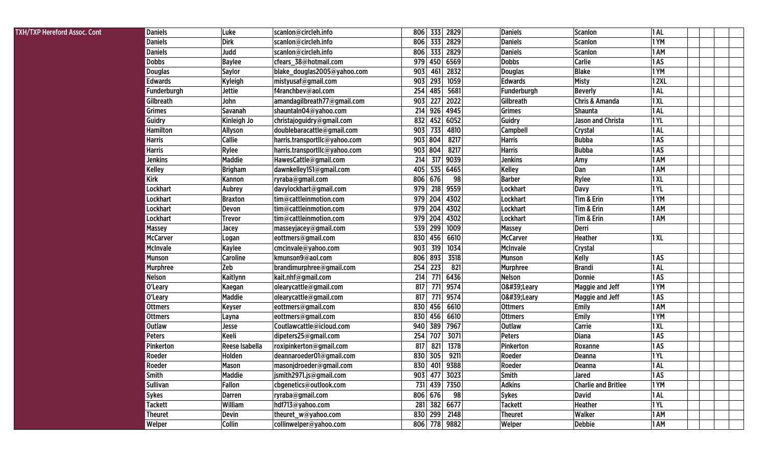| TXH/TXP Hereford Assoc. Cont | Daniels | Luke | scanlon@circleh.info | 806 | 333 | 2829 | | Daniels | Scanlon | 1 AL | | | | |
|---|---|---|---|---|---|---|---|---|---|---|---|---|---|---|
| | Daniels | Dirk | scanlon@circleh.info | 806 | 333 | 2829 | | Daniels | Scanlon | 1 YM | | | | |
| | Daniels | Judd | scanlon@circleh.info | 806 | 333 | 2829 | | Daniels | Scanlon | 1 AM | | | | |
| | Dobbs | Baylee | cfears_38@hotmail.com | 979 | 450 | 6569 | | Dobbs | Carlie | 1 AS | | | | |
| | Douglas | Saylor | blake_douglas2005@yahoo.com | 903 | 461 | 2832 | | Douglas | Blake | 1 YM | | | | |
| | Edwards | Kyleigh | mistyusaf@gmail.com | 903 | 293 | 1059 | | Edwards | Misty | 1 2XL | | | | |
| | Funderburgh | Jettie | f4ranchbev@aol.com | 254 | 485 | 5681 | | Funderburgh | Beverly | 1 AL | | | | |
| | Gilbreath | John | amandagilbreath77@gmail.com | 903 | 227 | 2022 | | Gilbreath | Chris & Amanda | 1 XL | | | | |
| | Grimes | Savanah | shauntaln04@yahoo.com | 214 | 926 | 4945 | | Grimes | Shaunta | 1 AL | | | | |
| | Guidry | Kinleigh Jo | christajoguidry@gmail.com | 832 | 452 | 6052 | | Guidry | Jason and Christa | 1 YL | | | | |
| | Hamilton | Allyson | doublebaracattle@gmail.com | 903 | 733 | 4810 | | Campbell | Crystal | 1 AL | | | | |
| | Harris | Callie | harris.transportllc@yahoo.com | 903 | 804 | 8217 | | Harris | Bubba | 1 AS | | | | |
| | Harris | Rylee | harris.transportllc@yahoo.com | 903 | 804 | 8217 | | Harris | Bubba | 1 AS | | | | |
| | Jenkins | Maddie | HawesCattle@gmail.com | 214 | 317 | 9039 | | Jenkins | Amy | 1 AM | | | | |
| | Kelley | Brigham | dawnkelley151@gmail.com | 405 | 535 | 6465 | | Kelley | Dan | 1 AM | | | | |
| | Kirk | Kannon | ryraba@gmail.com | 806 | 676 | 98 | | Barber | Rylee | 1 XL | | | | |
| | Lockhart | Aubrey | davylockhart@gmail.com | 979 | 218 | 9559 | | Lockhart | Davy | 1 YL | | | | |
| | Lockhart | Braxton | tim@cattleinmotion.com | 979 | 204 | 4302 | | Lockhart | Tim & Erin | 1 YM | | | | |
| | Lockhart | Devon | tim@cattleinmotion.com | 979 | 204 | 4302 | | Lockhart | Tim & Erin | 1 AM | | | | |
| | Lockhart | Trevor | tim@cattleinmotion.com | 979 | 204 | 4302 | | Lockhart | Tim & Erin | 1 AM | | | | |
| | Massey | Jacey | masseyjacey@gmail.com | 539 | 299 | 1009 | | Massey | Derri | | | | | |
| | McCarver | Logan | eottmers@gmail.com | 830 | 456 | 6610 | | McCarver | Heather | 1 XL | | | | |
| | McInvale | Kaylee | cmcinvale@yahoo.com | 903 | 319 | 1034 | | McInvale | Crystal | | | | | |
| | Munson | Caroline | kmunson9@aol.com | 806 | 893 | 3518 | | Munson | Kelly | 1 AS | | | | |
| | Murphree | Zeb | brandimurphree@gmail.com | 254 | 223 | 821 | | Murphree | Brandi | 1 AL | | | | |
| | Nelson | Kaitlynn | kait.nhf@gmail.com | 214 | 771 | 6436 | | Nelson | Donnie | 1 AS | | | | |
| | O'Leary | Kaegan | olearycattle@gmail.com | 817 | 771 | 9574 | | O&#39;Leary | Maggie and Jeff | 1 YM | | | | |
| | O'Leary | Maddie | olearycattle@gmail.com | 817 | 771 | 9574 | | O&#39;Leary | Maggie and Jeff | 1 AS | | | | |
| | Ottmers | Keyser | eottmers@gmail.com | 830 | 456 | 6610 | | Ottmers | Emily | 1 AM | | | | |
| | Ottmers | Layna | eottmers@gmail.com | 830 | 456 | 6610 | | Ottmers | Emily | 1 YM | | | | |
| | Outlaw | Jesse | Coutlawcattle@icloud.com | 940 | 389 | 7967 | | Outlaw | Carrie | 1 XL | | | | |
| | Peters | Keeli | dipeters25@gmail.com | 254 | 707 | 3071 | | Peters | Diana | 1 AS | | | | |
| | Pinkerton | Reese Isabella | roxipinkerton@gmail.com | 817 | 821 | 1378 | | Pinkerton | Roxanne | 1 AS | | | | |
| | Roeder | Holden | deannaroeder01@gmail.com | 830 | 305 | 9211 | | Roeder | Deanna | 1 YL | | | | |
| | Roeder | Mason | masonjdroeder@gmail.com | 830 | 401 | 9388 | | Roeder | Deanna | 1 AL | | | | |
| | Smith | Maddie | jsmith2971.js@gmail.com | 903 | 477 | 3023 | | Smith | Jared | 1 AS | | | | |
| | Sullivan | Fallon | cbgenetics@outlook.com | 731 | 439 | 7350 | | Adkins | Charlie and Britlee | 1 YM | | | | |
| | Sykes | Darren | ryraba@gmail.com | 806 | 676 | 98 | | Sykes | David | 1 AL | | | | |
| | Tackett | William | hdf713@yahoo.com | 281 | 382 | 6677 | | Tackett | Heather | 1 YL | | | | |
| | Theuret | Devin | theuret_w@yahoo.com | 830 | 299 | 2148 | | Theuret | Walker | 1 AM | | | | |
| | Welper | Collin | collinwelper@yahoo.com | 806 | 778 | 9882 | | Welper | Debbie | 1 AM | | | | |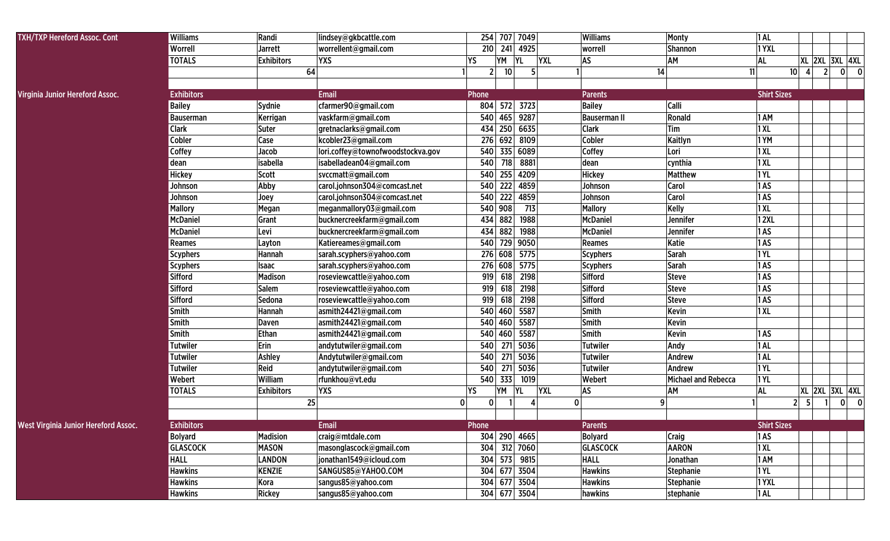| TXH/TXP Hereford Assoc. Cont | Williams | Randi | lindsey@gkbcattle.com | 254 | 707 | 7049 | | Williams | Monty | 1 AL | | | | |
|---|---|---|---|---|---|---|---|---|---|---|---|---|---|---|
| | Worrell | Jarrett | worrellent@gmail.com | 210 | 241 | 4925 | | worrell | Shannon | 1 YXL | | | | |
| | TOTALS | Exhibitors | YXS | YS | YM | YL | YXL | AS | AM | AL | XL | 2XL | 3XL | 4XL |
| | | 64 | 1 | 2 | 10 | 5 | 1 | 14 | 11 | 10 | 4 | 2 | 0 | 0 |
| | | | | | | | | | | | | | | |
| **Virginia Junior Hereford Assoc.** | **Exhibitors** | | **Email** | **Phone** | | | | **Parents** | | **Shirt Sizes** | | | | |
| | Bailey | Sydnie | cfarmer90@gmail.com | 804 | 572 | 3723 | | Bailey | Calli | | | | | |
| | Bauserman | Kerrigan | vaskfarm@gmail.com | 540 | 465 | 9287 | | Bauserman II | Ronald | 1 AM | | | | |
| | Clark | Suter | gretnaclarks@gmail.com | 434 | 250 | 6635 | | Clark | Tim | 1 XL | | | | |
| | Cobler | Case | kcobler23@gmail.com | 276 | 692 | 8109 | | Cobler | Kaitlyn | 1 YM | | | | |
| | Coffey | Jacob | lori.coffey@townofwoodstockva.gov | 540 | 335 | 6089 | | Coffey | Lori | 1 XL | | | | |
| | dean | isabella | isabelladean04@gmail.com | 540 | 718 | 8881 | | dean | cynthia | 1 XL | | | | |
| | Hickey | Scott | svccmatt@gmail.com | 540 | 255 | 4209 | | Hickey | Matthew | 1 YL | | | | |
| | Johnson | Abby | carol.johnson304@comcast.net | 540 | 222 | 4859 | | Johnson | Carol | 1 AS | | | | |
| | Johnson | Joey | carol.johnson304@comcast.net | 540 | 222 | 4859 | | Johnson | Carol | 1 AS | | | | |
| | Mallory | Megan | meganmallory03@gmail.com | 540 | 908 | 713 | | Mallory | Kelly | 1 XL | | | | |
| | McDaniel | Grant | bucknercreekfarm@gmail.com | 434 | 882 | 1988 | | McDaniel | Jennifer | 1 2XL | | | | |
| | McDaniel | Levi | bucknercreekfarm@gmail.com | 434 | 882 | 1988 | | McDaniel | Jennifer | 1 AS | | | | |
| | Reames | Layton | Katiereames@gmail.com | 540 | 729 | 9050 | | Reames | Katie | 1 AS | | | | |
| | Scyphers | Hannah | sarah.scyphers@yahoo.com | 276 | 608 | 5775 | | Scyphers | Sarah | 1 YL | | | | |
| | Scyphers | Isaac | sarah.scyphers@yahoo.com | 276 | 608 | 5775 | | Scyphers | Sarah | 1 AS | | | | |
| | Sifford | Madison | roseviewcattle@yahoo.com | 919 | 618 | 2198 | | Sifford | Steve | 1 AS | | | | |
| | Sifford | Salem | roseviewcattle@yahoo.com | 919 | 618 | 2198 | | Sifford | Steve | 1 AS | | | | |
| | Sifford | Sedona | roseviewcattle@yahoo.com | 919 | 618 | 2198 | | Sifford | Steve | 1 AS | | | | |
| | Smith | Hannah | asmith24421@gmail.com | 540 | 460 | 5587 | | Smith | Kevin | 1 XL | | | | |
| | Smith | Daven | asmith24421@gmail.com | 540 | 460 | 5587 | | Smith | Kevin | | | | | |
| | Smith | Ethan | asmith24421@gmail.com | 540 | 460 | 5587 | | Smith | Kevin | 1 AS | | | | |
| | Tutwiler | Erin | andytutwiler@gmail.com | 540 | 271 | 5036 | | Tutwiler | Andy | 1 AL | | | | |
| | Tutwiler | Ashley | Andytutwiler@gmail.com | 540 | 271 | 5036 | | Tutwiler | Andrew | 1 AL | | | | |
| | Tutwiler | Reid | andytutwiler@gmail.com | 540 | 271 | 5036 | | Tutwiler | Andrew | 1 YL | | | | |
| | Webert | William | rfunkhou@vt.edu | 540 | 333 | 1019 | | Webert | Michael and Rebecca | 1 YL | | | | |
| | TOTALS | Exhibitors | YXS | YS | YM | YL | YXL | AS | AM | AL | XL | 2XL | 3XL | 4XL |
| | | 25 | 0 | 0 | 1 | 4 | 0 | 9 | 1 | 2 | 5 | 1 | 0 | 0 |
| | | | | | | | | | | | | | | |
| **West Virginia Junior Hereford Assoc.** | **Exhibitors** | | **Email** | **Phone** | | | | **Parents** | | **Shirt Sizes** | | | | |
| | Bolyard | Madision | craig@mtdale.com | 304 | 290 | 4665 | | Bolyard | Craig | 1 AS | | | | |
| | GLASCOCK | MASON | masonglascock@gmail.com | 304 | 312 | 7060 | | GLASCOCK | AARON | 1 XL | | | | |
| | HALL | LANDON | jonathan1549@icloud.com | 304 | 573 | 9815 | | HALL | Jonathan | 1 AM | | | | |
| | Hawkins | KENZIE | SANGUS85@YAHOO.COM | 304 | 677 | 3504 | | Hawkins | Stephanie | 1 YL | | | | |
| | Hawkins | Kora | sangus85@yahoo.com | 304 | 677 | 3504 | | Hawkins | Stephanie | 1 YXL | | | | |
| | Hawkins | Rickey | sangus85@yahoo.com | 304 | 677 | 3504 | | hawkins | stephanie | 1 AL | | | | |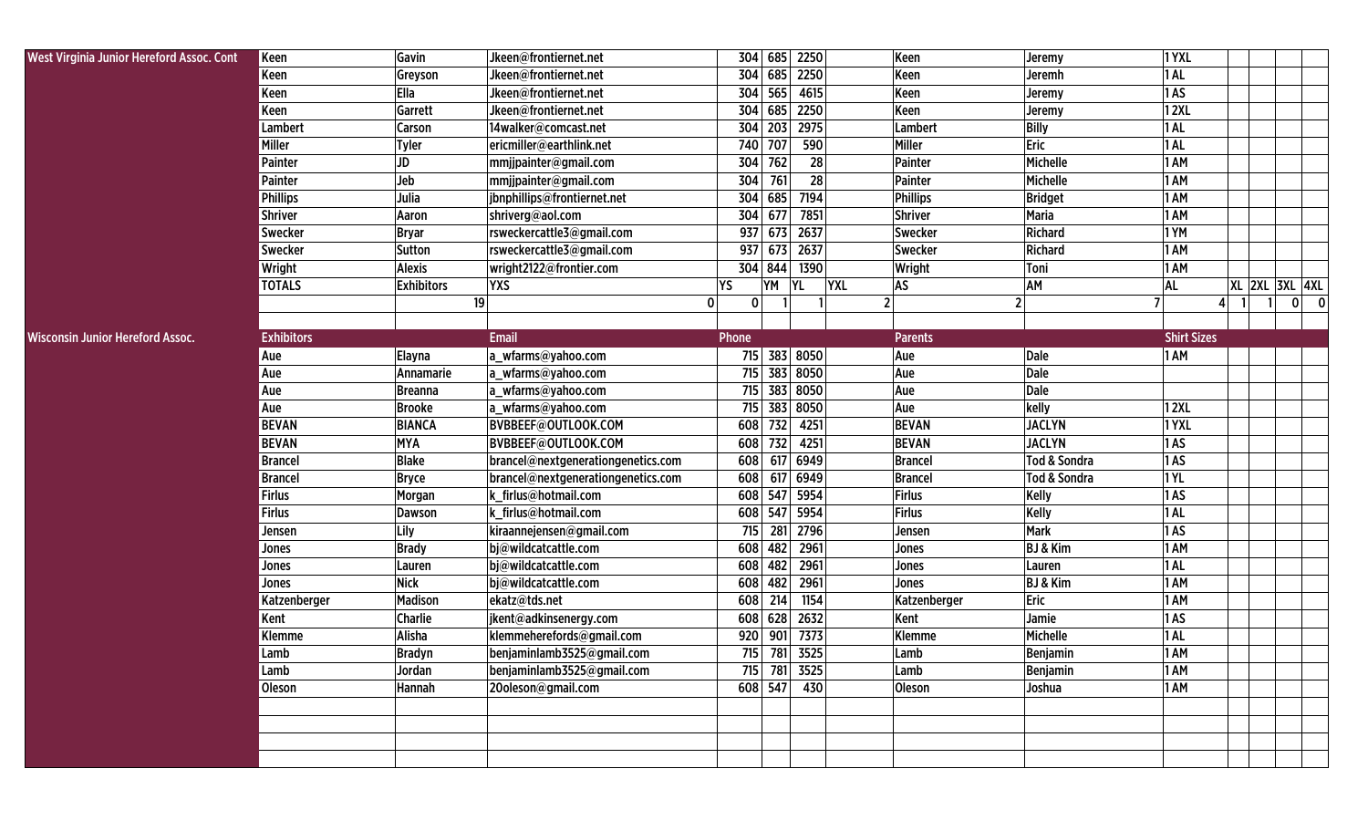| | | | | | | | | | | | | | | | |
|---|---|---|---|---|---|---|---|---|---|---|---|---|---|---|---|
| West Virginia Junior Hereford Assoc. Cont | Keen | Gavin | Jkeen@frontiernet.net | 304 | 685 | 2250 | | Keen | Jeremy | 1 YXL | | | | | |
| | Keen | Greyson | Jkeen@frontiernet.net | 304 | 685 | 2250 | | Keen | Jeremh | 1 AL | | | | | |
| | Keen | Ella | Jkeen@frontiernet.net | 304 | 565 | 4615 | | Keen | Jeremy | 1 AS | | | | | |
| | Keen | Garrett | Jkeen@frontiernet.net | 304 | 685 | 2250 | | Keen | Jeremy | 1 2XL | | | | | |
| | Lambert | Carson | 14walker@comcast.net | 304 | 203 | 2975 | | Lambert | Billy | 1 AL | | | | | |
| | Miller | Tyler | ericmiller@earthlink.net | 740 | 707 | 590 | | Miller | Eric | 1 AL | | | | | |
| | Painter | JD | mmjjpainter@gmail.com | 304 | 762 | 28 | | Painter | Michelle | 1 AM | | | | | |
| | Painter | Jeb | mmjjpainter@gmail.com | 304 | 761 | 28 | | Painter | Michelle | 1 AM | | | | | |
| | Phillips | Julia | jbnphillips@frontiernet.net | 304 | 685 | 7194 | | Phillips | Bridget | 1 AM | | | | | |
| | Shriver | Aaron | shriverg@aol.com | 304 | 677 | 7851 | | Shriver | Maria | 1 AM | | | | | |
| | Swecker | Bryar | rsweckercattle3@gmail.com | 937 | 673 | 2637 | | Swecker | Richard | 1 YM | | | | | |
| | Swecker | Sutton | rsweckercattle3@gmail.com | 937 | 673 | 2637 | | Swecker | Richard | 1 AM | | | | | |
| | Wright | Alexis | wright2122@frontier.com | 304 | 844 | 1390 | | Wright | Toni | 1 AM | | | | | |
| | TOTALS | Exhibitors | YXS | YS | YM | YL | YXL | AS | AM | AL | XL | 2XL | 3XL | 4XL | |
| | | 19 | 0 | 0 | 1 | 1 | 2 | 2 | 7 | 4 | 1 | 1 | 0 | 0 | |
| | | | | | | | | | | | | | | | |
| Wisconsin Junior Hereford Assoc. | Exhibitors | | Email | Phone | | | | Parents | | Shirt Sizes | | | | | |
| | Aue | Elayna | a_wfarms@yahoo.com | 715 | 383 | 8050 | | Aue | Dale | 1 AM | | | | | |
| | Aue | Annamarie | a_wfarms@yahoo.com | 715 | 383 | 8050 | | Aue | Dale | | | | | | |
| | Aue | Breanna | a_wfarms@yahoo.com | 715 | 383 | 8050 | | Aue | Dale | | | | | | |
| | Aue | Brooke | a_wfarms@yahoo.com | 715 | 383 | 8050 | | Aue | kelly | 1 2XL | | | | | |
| | BEVAN | BIANCA | BVBBEEF@OUTLOOK.COM | 608 | 732 | 4251 | | BEVAN | JACLYN | 1 YXL | | | | | |
| | BEVAN | MYA | BVBBEEF@OUTLOOK.COM | 608 | 732 | 4251 | | BEVAN | JACLYN | 1 AS | | | | | |
| | Brancel | Blake | brancel@nextgenerationgenetics.com | 608 | 617 | 6949 | | Brancel | Tod & Sondra | 1 AS | | | | | |
| | Brancel | Bryce | brancel@nextgenerationgenetics.com | 608 | 617 | 6949 | | Brancel | Tod & Sondra | 1 YL | | | | | |
| | Firlus | Morgan | k_firlus@hotmail.com | 608 | 547 | 5954 | | Firlus | Kelly | 1 AS | | | | | |
| | Firlus | Dawson | k_firlus@hotmail.com | 608 | 547 | 5954 | | Firlus | Kelly | 1 AL | | | | | |
| | Jensen | Lily | kiraannejensen@gmail.com | 715 | 281 | 2796 | | Jensen | Mark | 1 AS | | | | | |
| | Jones | Brady | bj@wildcatcattle.com | 608 | 482 | 2961 | | Jones | BJ & Kim | 1 AM | | | | | |
| | Jones | Lauren | bj@wildcatcattle.com | 608 | 482 | 2961 | | Jones | Lauren | 1 AL | | | | | |
| | Jones | Nick | bj@wildcatcattle.com | 608 | 482 | 2961 | | Jones | BJ & Kim | 1 AM | | | | | |
| | Katzenberger | Madison | ekatz@tds.net | 608 | 214 | 1154 | | Katzenberger | Eric | 1 AM | | | | | |
| | Kent | Charlie | jkent@adkinsenergy.com | 608 | 628 | 2632 | | Kent | Jamie | 1 AS | | | | | |
| | Klemme | Alisha | klemmeherefords@gmail.com | 920 | 901 | 7373 | | Klemme | Michelle | 1 AL | | | | | |
| | Lamb | Bradyn | benjaminlamb3525@gmail.com | 715 | 781 | 3525 | | Lamb | Benjamin | 1 AM | | | | | |
| | Lamb | Jordan | benjaminlamb3525@gmail.com | 715 | 781 | 3525 | | Lamb | Benjamin | 1 AM | | | | | |
| | Oleson | Hannah | 20oleson@gmail.com | 608 | 547 | 430 | | Oleson | Joshua | 1 AM | | | | | |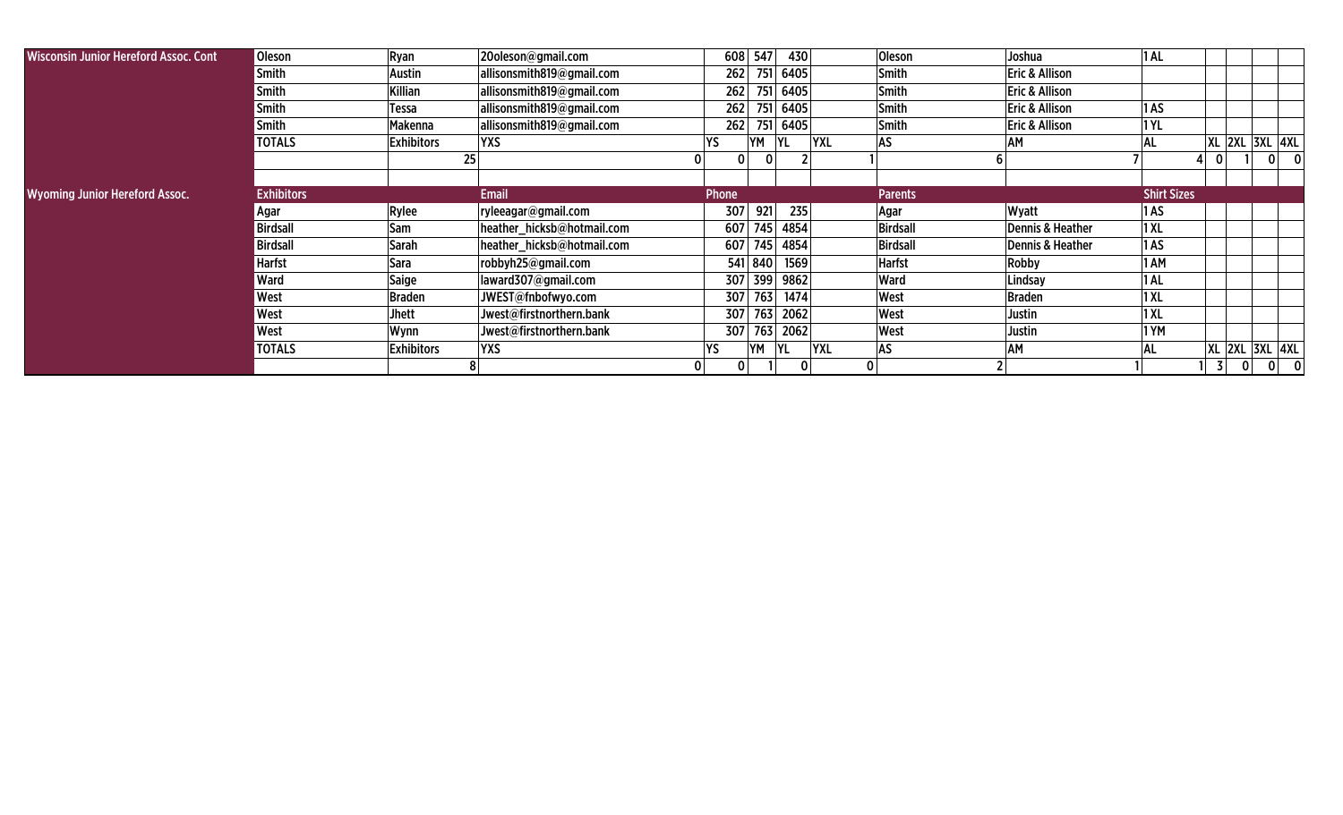| | | | | | | | | | | | | | | |
|---|---|---|---|---|---|---|---|---|---|---|---|---|---|---|
| Wisconsin Junior Hereford Assoc. Cont | Oleson | Ryan | 20oleson@gmail.com | 608 | 547 | 430 | | Oleson | Joshua | 1 AL | | | | |
| | Smith | Austin | allisonsmith819@gmail.com | 262 | 751 | 6405 | | Smith | Eric & Allison | | | | | |
| | Smith | Killian | allisonsmith819@gmail.com | 262 | 751 | 6405 | | Smith | Eric & Allison | | | | | |
| | Smith | Tessa | allisonsmith819@gmail.com | 262 | 751 | 6405 | | Smith | Eric & Allison | 1 AS | | | | |
| | Smith | Makenna | allisonsmith819@gmail.com | 262 | 751 | 6405 | | Smith | Eric & Allison | 1 YL | | | | |
| | TOTALS | Exhibitors | YXS | YS | YM | YL | YXL | AS | AM | AL | XL | 2XL | 3XL | 4XL |
| | | 25 | 0 | 0 | 0 | 2 | 1 | 6 | 7 | 4 | 0 | 1 | 0 | 0 |
| | | | | | | | | | | | | | | |
| Wyoming Junior Hereford Assoc. | Exhibitors | | Email | Phone | | | | Parents | | Shirt Sizes | | | | |
| | Agar | Rylee | ryleeagar@gmail.com | 307 | 921 | 235 | | Agar | Wyatt | 1 AS | | | | |
| | Birdsall | Sam | heather_hicksb@hotmail.com | 607 | 745 | 4854 | | Birdsall | Dennis & Heather | 1 XL | | | | |
| | Birdsall | Sarah | heather_hicksb@hotmail.com | 607 | 745 | 4854 | | Birdsall | Dennis & Heather | 1 AS | | | | |
| | Harfst | Sara | robbyh25@gmail.com | 541 | 840 | 1569 | | Harfst | Robby | 1 AM | | | | |
| | Ward | Saige | laward307@gmail.com | 307 | 399 | 9862 | | Ward | Lindsay | 1 AL | | | | |
| | West | Braden | JWEST@fnbofwyo.com | 307 | 763 | 1474 | | West | Braden | 1 XL | | | | |
| | West | Jhett | Jwest@firstnorthern.bank | 307 | 763 | 2062 | | West | Justin | 1 XL | | | | |
| | West | Wynn | Jwest@firstnorthern.bank | 307 | 763 | 2062 | | West | Justin | 1 YM | | | | |
| | TOTALS | Exhibitors | YXS | YS | YM | YL | YXL | AS | AM | AL | XL | 2XL | 3XL | 4XL |
| | | 8 | 0 | 0 | 1 | 0 | 0 | 2 | 1 | 1 | 3 | 0 | 0 | 0 |